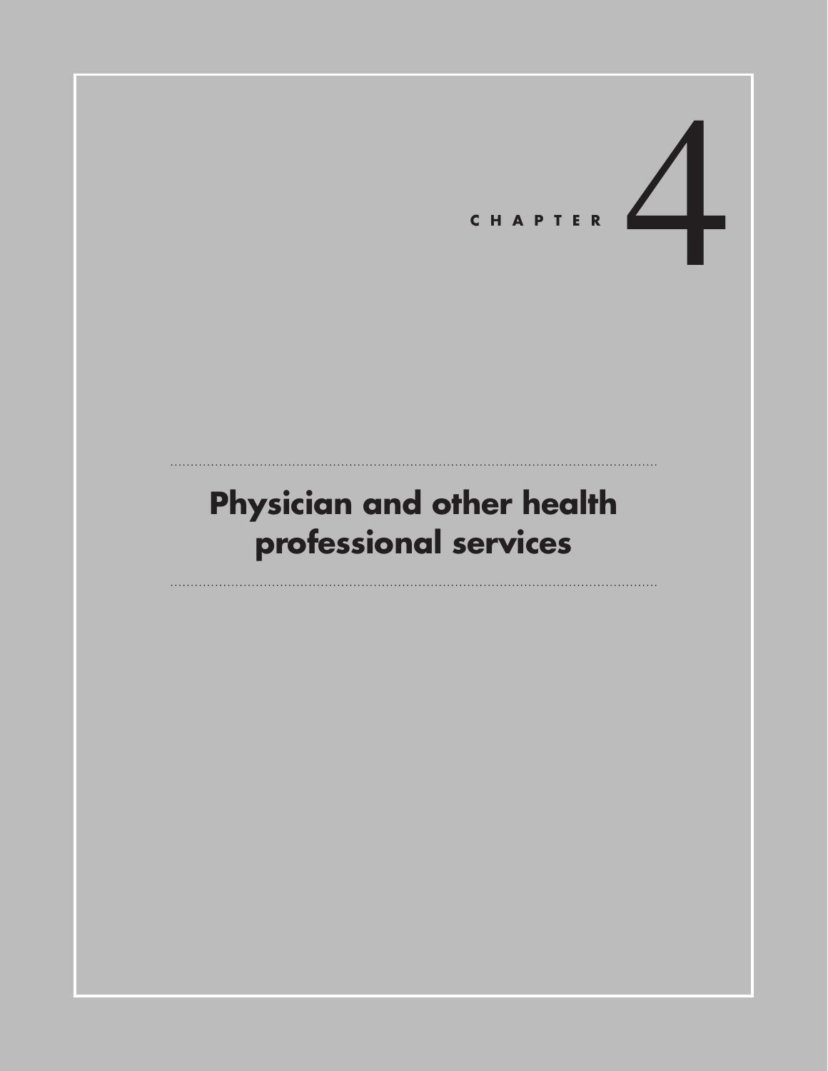# CHAPTER 4

# Physician and other health professional services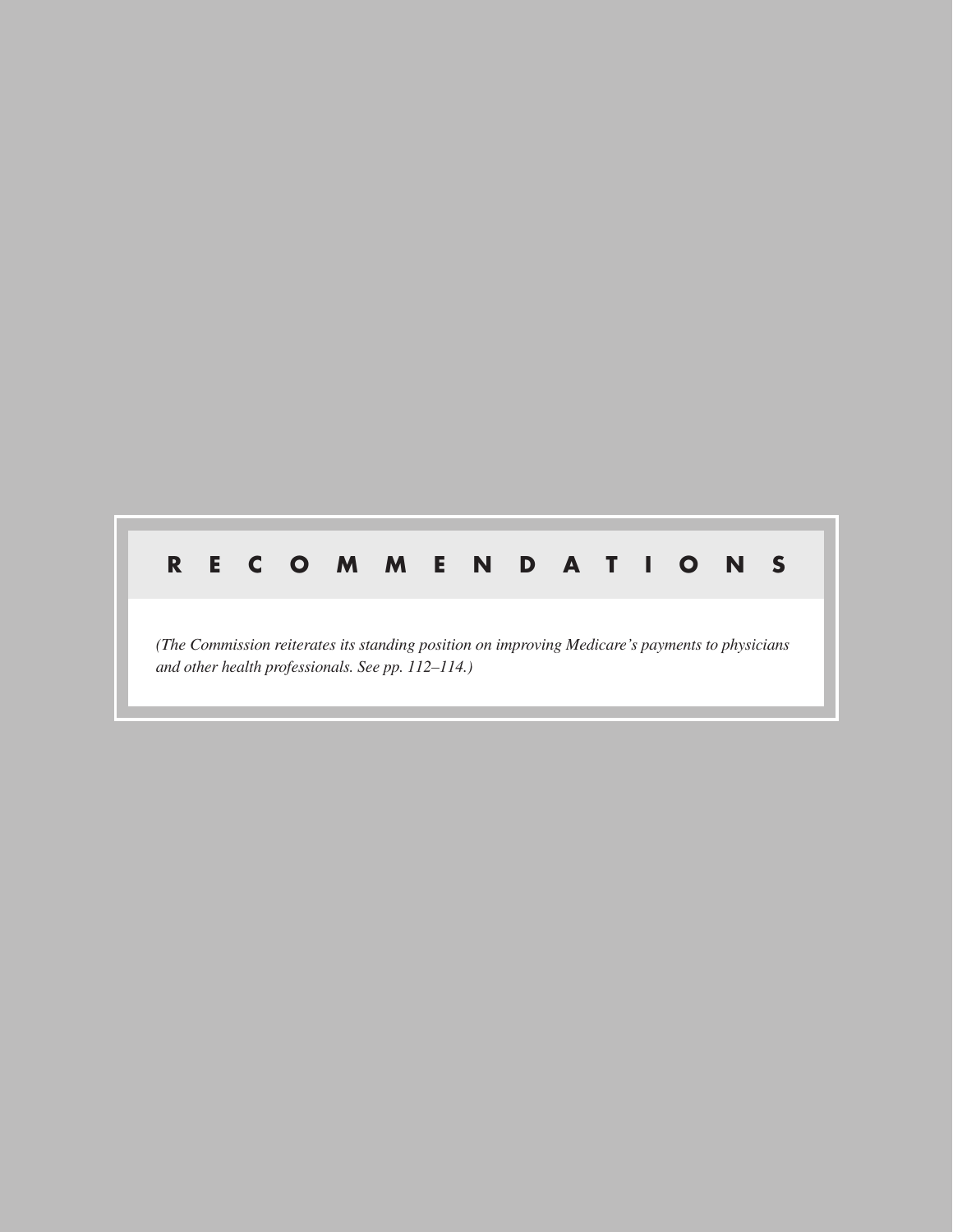## RECOMMENDATIONS

*(The Commission reiterates its standing position on improving Medicare's payments to physicians and other health professionals. See pp. 112–114.)*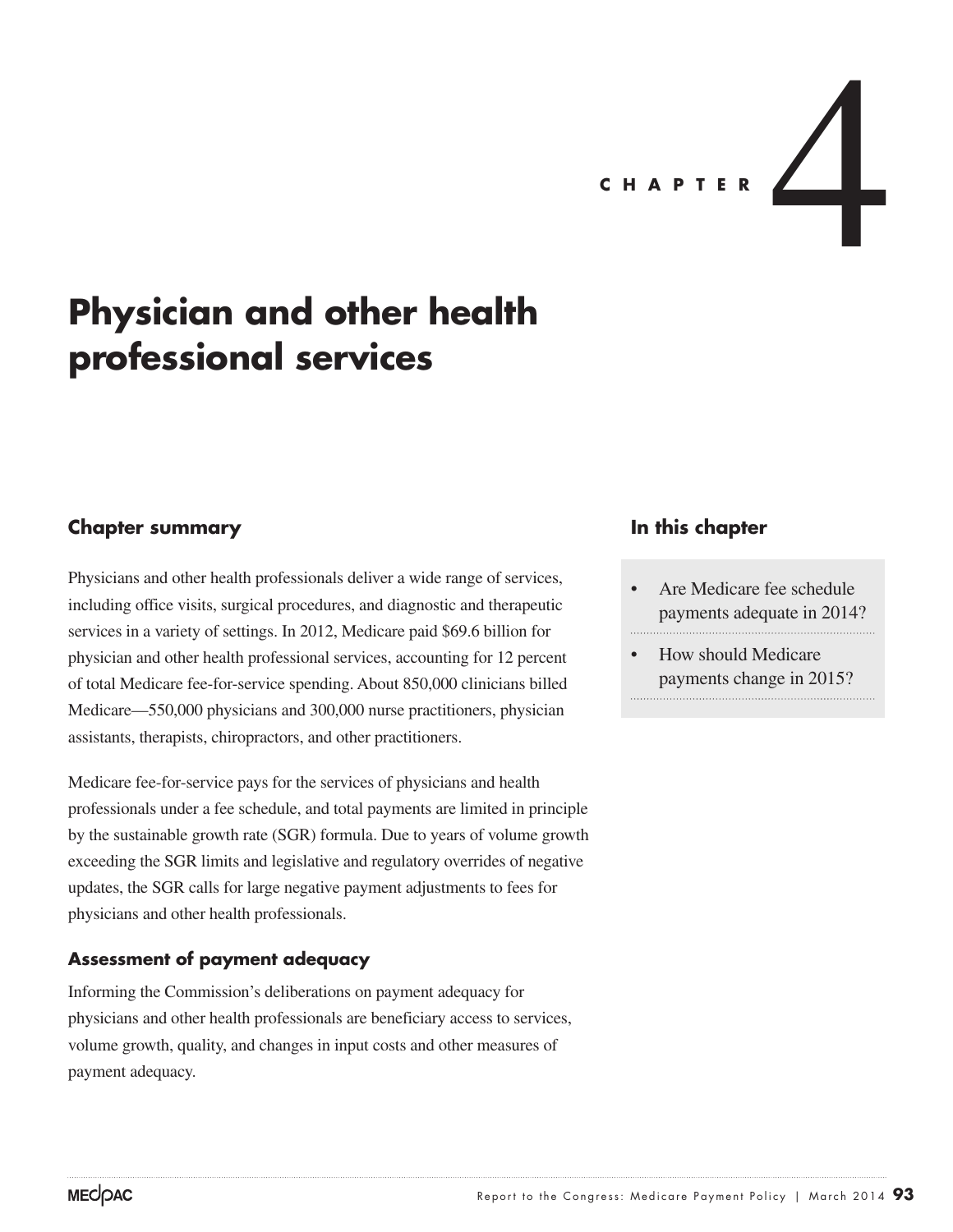# CHAPTER 4

# Physician and other health professional services

## Chapter summary

Physicians and other health professionals deliver a wide range of services, including office visits, surgical procedures, and diagnostic and therapeutic services in a variety of settings. In 2012, Medicare paid $69.6 billion for physician and other health professional services, accounting for 12 percent of total Medicare fee-for-service spending. About 850,000 clinicians billed Medicare—550,000 physicians and 300,000 nurse practitioners, physician assistants, therapists, chiropractors, and other practitioners.

Medicare fee-for-service pays for the services of physicians and health professionals under a fee schedule, and total payments are limited in principle by the sustainable growth rate (SGR) formula. Due to years of volume growth exceeding the SGR limits and legislative and regulatory overrides of negative updates, the SGR calls for large negative payment adjustments to fees for physicians and other health professionals.

### Assessment of payment adequacy

Informing the Commission's deliberations on payment adequacy for physicians and other health professionals are beneficiary access to services, volume growth, quality, and changes in input costs and other measures of payment adequacy.

## In this chapter

- Are Medicare fee schedule payments adequate in 2014?
- How should Medicare payments change in 2015?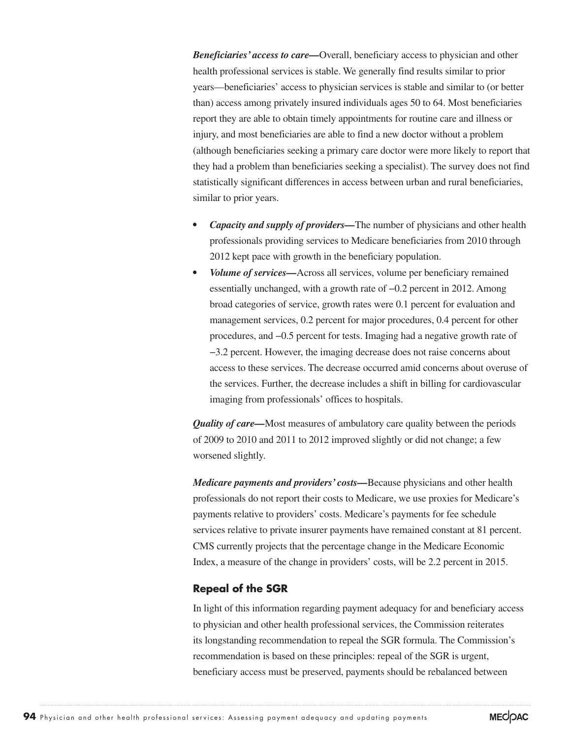***Beneficiaries' access to care*—**Overall, beneficiary access to physician and other health professional services is stable. We generally find results similar to prior years—beneficiaries' access to physician services is stable and similar to (or better than) access among privately insured individuals ages 50 to 64. Most beneficiaries report they are able to obtain timely appointments for routine care and illness or injury, and most beneficiaries are able to find a new doctor without a problem (although beneficiaries seeking a primary care doctor were more likely to report that they had a problem than beneficiaries seeking a specialist). The survey does not find statistically significant differences in access between urban and rural beneficiaries, similar to prior years.

- ***Capacity and supply of providers*—**The number of physicians and other health professionals providing services to Medicare beneficiaries from 2010 through 2012 kept pace with growth in the beneficiary population.
- ***Volume of services*—**Across all services, volume per beneficiary remained essentially unchanged, with a growth rate of −0.2 percent in 2012. Among broad categories of service, growth rates were 0.1 percent for evaluation and management services, 0.2 percent for major procedures, 0.4 percent for other procedures, and −0.5 percent for tests. Imaging had a negative growth rate of −3.2 percent. However, the imaging decrease does not raise concerns about access to these services. The decrease occurred amid concerns about overuse of the services. Further, the decrease includes a shift in billing for cardiovascular imaging from professionals' offices to hospitals.

***Quality of care*—**Most measures of ambulatory care quality between the periods of 2009 to 2010 and 2011 to 2012 improved slightly or did not change; a few worsened slightly.

***Medicare payments and providers' costs*—**Because physicians and other health professionals do not report their costs to Medicare, we use proxies for Medicare's payments relative to providers' costs. Medicare's payments for fee schedule services relative to private insurer payments have remained constant at 81 percent. CMS currently projects that the percentage change in the Medicare Economic Index, a measure of the change in providers' costs, will be 2.2 percent in 2015.

### Repeal of the SGR

In light of this information regarding payment adequacy for and beneficiary access to physician and other health professional services, the Commission reiterates its longstanding recommendation to repeal the SGR formula. The Commission's recommendation is based on these principles: repeal of the SGR is urgent, beneficiary access must be preserved, payments should be rebalanced between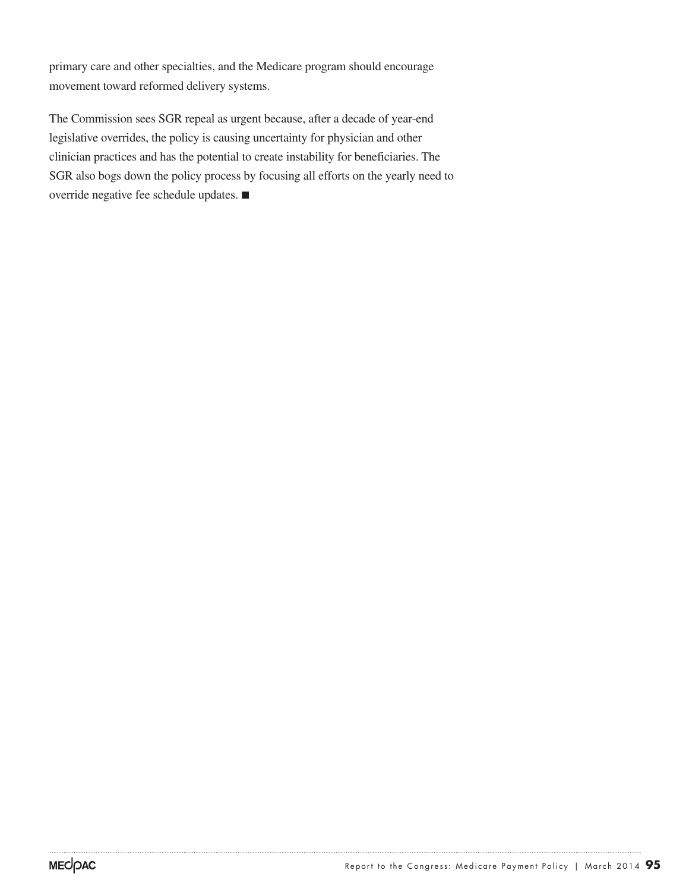primary care and other specialties, and the Medicare program should encourage movement toward reformed delivery systems.

The Commission sees SGR repeal as urgent because, after a decade of year-end legislative overrides, the policy is causing uncertainty for physician and other clinician practices and has the potential to create instability for beneficiaries. The SGR also bogs down the policy process by focusing all efforts on the yearly need to override negative fee schedule updates. ■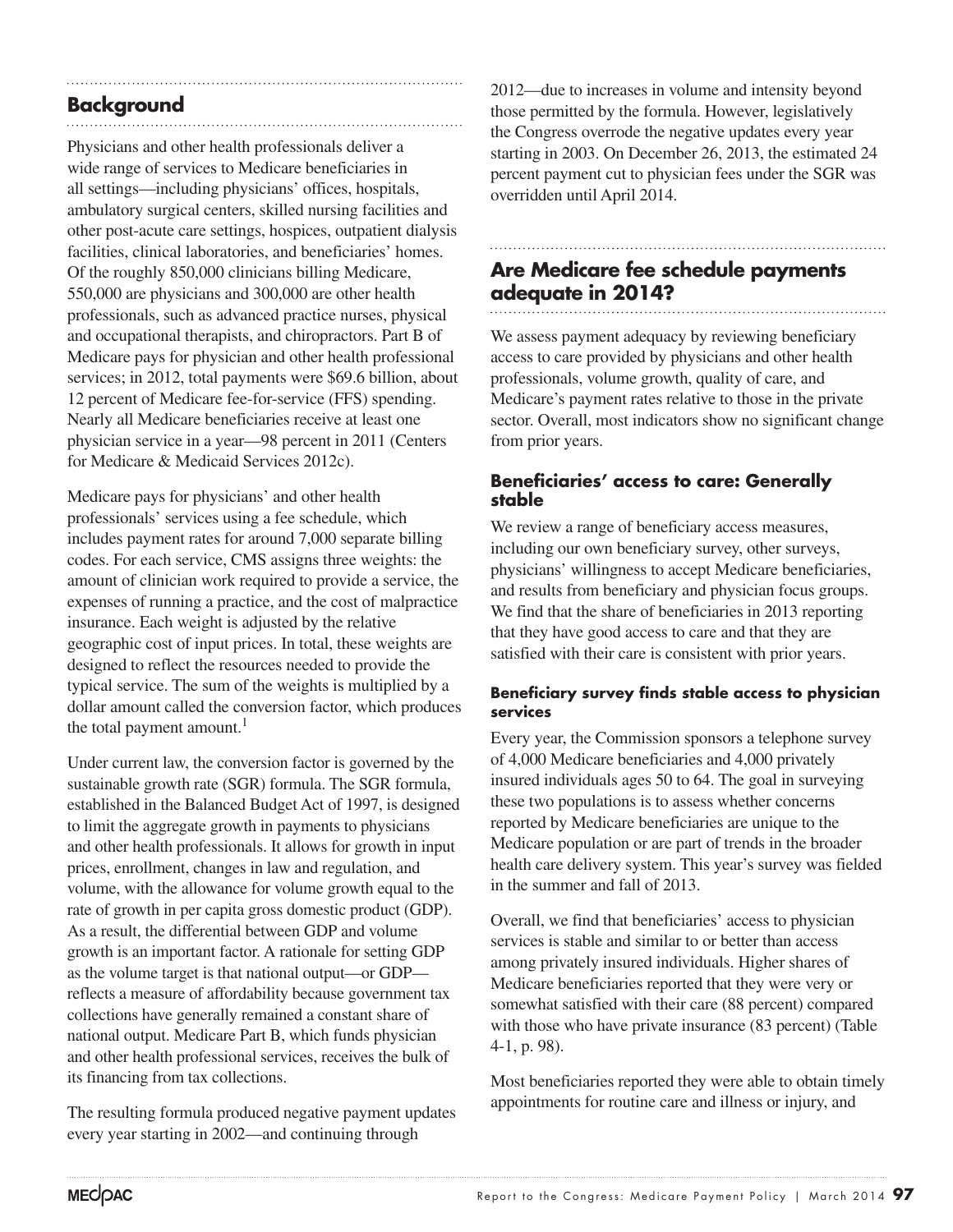## Background

Physicians and other health professionals deliver a wide range of services to Medicare beneficiaries in all settings—including physicians' offices, hospitals, ambulatory surgical centers, skilled nursing facilities and other post-acute care settings, hospices, outpatient dialysis facilities, clinical laboratories, and beneficiaries' homes. Of the roughly 850,000 clinicians billing Medicare, 550,000 are physicians and 300,000 are other health professionals, such as advanced practice nurses, physical and occupational therapists, and chiropractors. Part B of Medicare pays for physician and other health professional services; in 2012, total payments were $69.6 billion, about 12 percent of Medicare fee-for-service (FFS) spending. Nearly all Medicare beneficiaries receive at least one physician service in a year—98 percent in 2011 (Centers for Medicare & Medicaid Services 2012c).

Medicare pays for physicians' and other health professionals' services using a fee schedule, which includes payment rates for around 7,000 separate billing codes. For each service, CMS assigns three weights: the amount of clinician work required to provide a service, the expenses of running a practice, and the cost of malpractice insurance. Each weight is adjusted by the relative geographic cost of input prices. In total, these weights are designed to reflect the resources needed to provide the typical service. The sum of the weights is multiplied by a dollar amount called the conversion factor, which produces the total payment amount.[1]

Under current law, the conversion factor is governed by the sustainable growth rate (SGR) formula. The SGR formula, established in the Balanced Budget Act of 1997, is designed to limit the aggregate growth in payments to physicians and other health professionals. It allows for growth in input prices, enrollment, changes in law and regulation, and volume, with the allowance for volume growth equal to the rate of growth in per capita gross domestic product (GDP). As a result, the differential between GDP and volume growth is an important factor. A rationale for setting GDP as the volume target is that national output—or GDP—reflects a measure of affordability because government tax collections have generally remained a constant share of national output. Medicare Part B, which funds physician and other health professional services, receives the bulk of its financing from tax collections.

The resulting formula produced negative payment updates every year starting in 2002—and continuing through 2012—due to increases in volume and intensity beyond those permitted by the formula. However, legislatively the Congress overrode the negative updates every year starting in 2003. On December 26, 2013, the estimated 24 percent payment cut to physician fees under the SGR was overridden until April 2014.

## Are Medicare fee schedule payments adequate in 2014?

We assess payment adequacy by reviewing beneficiary access to care provided by physicians and other health professionals, volume growth, quality of care, and Medicare's payment rates relative to those in the private sector. Overall, most indicators show no significant change from prior years.

### Beneficiaries' access to care: Generally stable

We review a range of beneficiary access measures, including our own beneficiary survey, other surveys, physicians' willingness to accept Medicare beneficiaries, and results from beneficiary and physician focus groups. We find that the share of beneficiaries in 2013 reporting that they have good access to care and that they are satisfied with their care is consistent with prior years.

#### Beneficiary survey finds stable access to physician services

Every year, the Commission sponsors a telephone survey of 4,000 Medicare beneficiaries and 4,000 privately insured individuals ages 50 to 64. The goal in surveying these two populations is to assess whether concerns reported by Medicare beneficiaries are unique to the Medicare population or are part of trends in the broader health care delivery system. This year's survey was fielded in the summer and fall of 2013.

Overall, we find that beneficiaries' access to physician services is stable and similar to or better than access among privately insured individuals. Higher shares of Medicare beneficiaries reported that they were very or somewhat satisfied with their care (88 percent) compared with those who have private insurance (83 percent) (Table 4-1, p. 98).

Most beneficiaries reported they were able to obtain timely appointments for routine care and illness or injury, and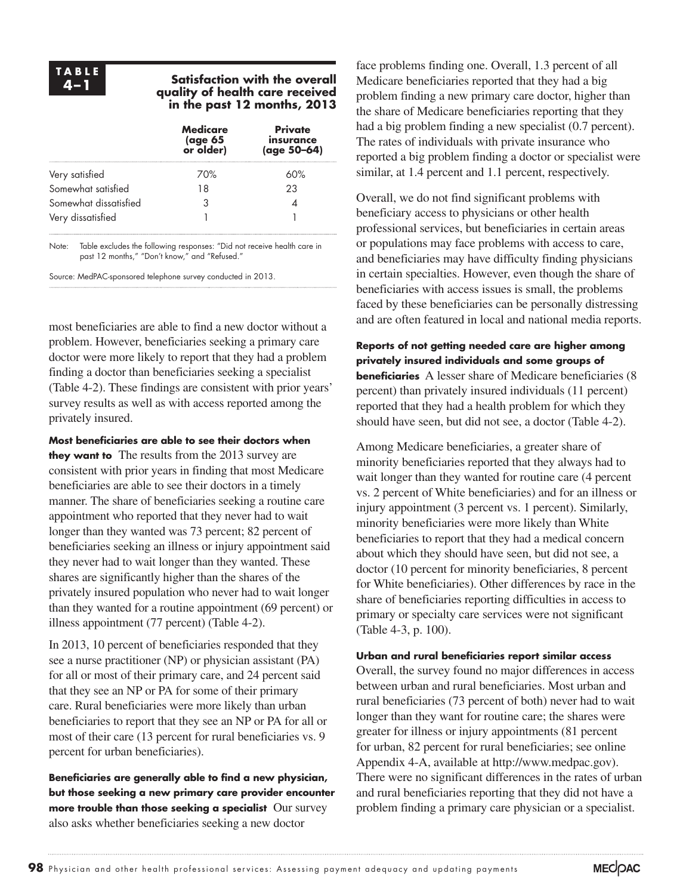**TABLE 4–1 Satisfaction with the overall quality of health care received in the past 12 months, 2013**

| | Medicare (age 65 or older) | Private insurance (age 50–64) |
|---|---|---|
| Very satisfied | 70% | 60% |
| Somewhat satisfied | 18 | 23 |
| Somewhat dissatisfied | 3 | 4 |
| Very dissatisfied | 1 | 1 |

Note: Table excludes the following responses: "Did not receive health care in past 12 months," "Don't know," and "Refused."

Source: MedPAC-sponsored telephone survey conducted in 2013.

most beneficiaries are able to find a new doctor without a problem. However, beneficiaries seeking a primary care doctor were more likely to report that they had a problem finding a doctor than beneficiaries seeking a specialist (Table 4-2). These findings are consistent with prior years' survey results as well as with access reported among the privately insured.

**Most beneficiaries are able to see their doctors when they want to** The results from the 2013 survey are consistent with prior years in finding that most Medicare beneficiaries are able to see their doctors in a timely manner. The share of beneficiaries seeking a routine care appointment who reported that they never had to wait longer than they wanted was 73 percent; 82 percent of beneficiaries seeking an illness or injury appointment said they never had to wait longer than they wanted. These shares are significantly higher than the shares of the privately insured population who never had to wait longer than they wanted for a routine appointment (69 percent) or illness appointment (77 percent) (Table 4-2).

In 2013, 10 percent of beneficiaries responded that they see a nurse practitioner (NP) or physician assistant (PA) for all or most of their primary care, and 24 percent said that they see an NP or PA for some of their primary care. Rural beneficiaries were more likely than urban beneficiaries to report that they see an NP or PA for all or most of their care (13 percent for rural beneficiaries vs. 9 percent for urban beneficiaries).

**Beneficiaries are generally able to find a new physician, but those seeking a new primary care provider encounter more trouble than those seeking a specialist** Our survey also asks whether beneficiaries seeking a new doctor face problems finding one. Overall, 1.3 percent of all Medicare beneficiaries reported that they had a big problem finding a new primary care doctor, higher than the share of Medicare beneficiaries reporting that they had a big problem finding a new specialist (0.7 percent). The rates of individuals with private insurance who reported a big problem finding a doctor or specialist were similar, at 1.4 percent and 1.1 percent, respectively.

Overall, we do not find significant problems with beneficiary access to physicians or other health professional services, but beneficiaries in certain areas or populations may face problems with access to care, and beneficiaries may have difficulty finding physicians in certain specialties. However, even though the share of beneficiaries with access issues is small, the problems faced by these beneficiaries can be personally distressing and are often featured in local and national media reports.

**Reports of not getting needed care are higher among privately insured individuals and some groups of beneficiaries** A lesser share of Medicare beneficiaries (8 percent) than privately insured individuals (11 percent) reported that they had a health problem for which they should have seen, but did not see, a doctor (Table 4-2).

Among Medicare beneficiaries, a greater share of minority beneficiaries reported that they always had to wait longer than they wanted for routine care (4 percent vs. 2 percent of White beneficiaries) and for an illness or injury appointment (3 percent vs. 1 percent). Similarly, minority beneficiaries were more likely than White beneficiaries to report that they had a medical concern about which they should have seen, but did not see, a doctor (10 percent for minority beneficiaries, 8 percent for White beneficiaries). Other differences by race in the share of beneficiaries reporting difficulties in access to primary or specialty care services were not significant (Table 4-3, p. 100).

**Urban and rural beneficiaries report similar access** Overall, the survey found no major differences in access between urban and rural beneficiaries. Most urban and rural beneficiaries (73 percent of both) never had to wait longer than they want for routine care; the shares were greater for illness or injury appointments (81 percent for urban, 82 percent for rural beneficiaries; see online Appendix 4-A, available at http://www.medpac.gov). There were no significant differences in the rates of urban and rural beneficiaries reporting that they did not have a problem finding a primary care physician or a specialist.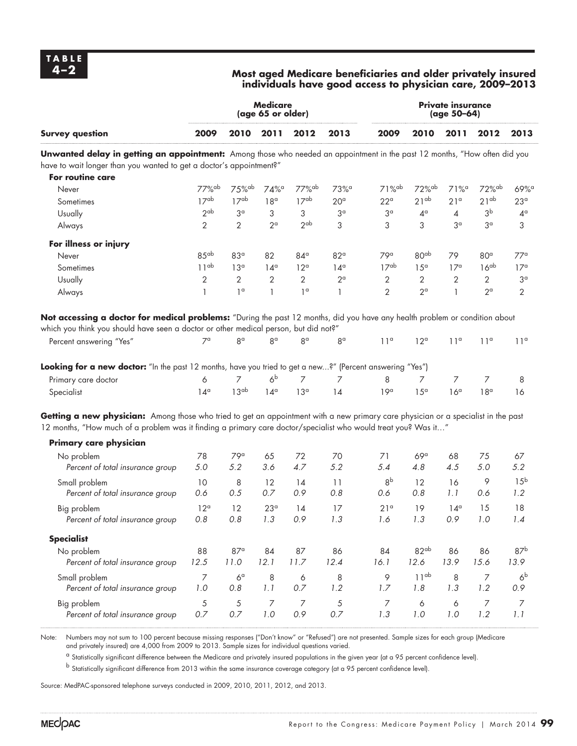**TABLE 4–2**

**Most aged Medicare beneficiaries and older privately insured individuals have good access to physician care, 2009–2013**

| Survey question | Medicare (age 65 or older) | | | | | Private insurance (age 50–64) | | | | |
|---|---|---|---|---|---|---|---|---|---|---|
| | 2009 | 2010 | 2011 | 2012 | 2013 | 2009 | 2010 | 2011 | 2012 | 2013 |
| **Unwanted delay in getting an appointment:** Among those who needed an appointment in the past 12 months, "How often did you have to wait longer than you wanted to get a doctor's appointment?" | | | | | | | | | | |
| **For routine care** | | | | | | | | | | |
| Never | 77%[ab] | 75%[ab] | 74%[a] | 77%[ab] | 73%[a] | 71%[ab] | 72%[ab] | 71%[a] | 72%[ab] | 69%[a] |
| Sometimes | 17[ab] | 17[ab] | 18[a] | 17[ab] | 20[a] | 22[a] | 21[ab] | 21[a] | 21[ab] | 23[a] |
| Usually | 2[ab] | 3[a] | 3 | 3 | 3[a] | 3[a] | 4[a] | 4 | 3[b] | 4[a] |
| Always | 2 | 2 | 2[a] | 2[ab] | 3 | 3 | 3 | 3[a] | 3[a] | 3 |
| **For illness or injury** | | | | | | | | | | |
| Never | 85[ab] | 83[a] | 82 | 84[a] | 82[a] | 79[a] | 80[ab] | 79 | 80[a] | 77[a] |
| Sometimes | 11[ab] | 13[a] | 14[a] | 12[a] | 14[a] | 17[ab] | 15[a] | 17[a] | 16[ab] | 17[a] |
| Usually | 2 | 2 | 2 | 2 | 2[a] | 2 | 2 | 2 | 2 | 3[a] |
| Always | 1 | 1[a] | 1 | 1[a] | 1 | 2 | 2[a] | 1 | 2[a] | 2 |
| **Not accessing a doctor for medical problems:** "During the past 12 months, did you have any health problem or condition about which you think you should have seen a doctor or other medical person, but did not?" | | | | | | | | | | |
| Percent answering "Yes" | 7[a] | 8[a] | 8[a] | 8[a] | 8[a] | 11[a] | 12[a] | 11[a] | 11[a] | 11[a] |
| **Looking for a new doctor:** "In the past 12 months, have you tried to get a new...?" (Percent answering "Yes") | | | | | | | | | | |
| Primary care doctor | 6 | 7 | 6[b] | 7 | 7 | 8 | 7 | 7 | 7 | 8 |
| Specialist | 14[a] | 13[ab] | 14[a] | 13[a] | 14 | 19[a] | 15[a] | 16[a] | 18[a] | 16 |
| **Getting a new physician:** Among those who tried to get an appointment with a new primary care physician or a specialist in the past 12 months, "How much of a problem was it finding a primary care doctor/specialist who would treat you? Was it…" | | | | | | | | | | |
| **Primary care physician** | | | | | | | | | | |
| No problem | 78 | 79[a] | 65 | 72 | 70 | 71 | 69[a] | 68 | 75 | 67 |
| *Percent of total insurance group* | *5.0* | *5.2* | *3.6* | *4.7* | *5.2* | *5.4* | *4.8* | *4.5* | *5.0* | *5.2* |
| Small problem | 10 | 8 | 12 | 14 | 11 | 8[b] | 12 | 16 | 9 | 15[b] |
| *Percent of total insurance group* | *0.6* | *0.5* | *0.7* | *0.9* | *0.8* | *0.6* | *0.8* | *1.1* | *0.6* | *1.2* |
| Big problem | 12[a] | 12 | 23[a] | 14 | 17 | 21[a] | 19 | 14[a] | 15 | 18 |
| *Percent of total insurance group* | *0.8* | *0.8* | *1.3* | *0.9* | *1.3* | *1.6* | *1.3* | *0.9* | *1.0* | *1.4* |
| **Specialist** | | | | | | | | | | |
| No problem | 88 | 87[a] | 84 | 87 | 86 | 84 | 82[ab] | 86 | 86 | 87[b] |
| *Percent of total insurance group* | *12.5* | *11.0* | *12.1* | *11.7* | *12.4* | *16.1* | *12.6* | *13.9* | *15.6* | *13.9* |
| Small problem | 7 | 6[a] | 8 | 6 | 8 | 9 | 11[ab] | 8 | 7 | 6[b] |
| *Percent of total insurance group* | *1.0* | *0.8* | *1.1* | *0.7* | *1.2* | *1.7* | *1.8* | *1.3* | *1.2* | *0.9* |
| Big problem | 5 | 5 | 7 | 7 | 5 | 7 | 6 | 6 | 7 | 7 |
| *Percent of total insurance group* | *0.7* | *0.7* | *1.0* | *0.9* | *0.7* | *1.3* | *1.0* | *1.0* | *1.2* | *1.1* |

Note: Numbers may not sum to 100 percent because missing responses ("Don't know" or "Refused") are not presented. Sample sizes for each group (Medicare and privately insured) are 4,000 from 2009 to 2013. Sample sizes for individual questions varied.

[a] Statistically significant difference between the Medicare and privately insured populations in the given year (at a 95 percent confidence level).

[b] Statistically significant difference from 2013 within the same insurance coverage category (at a 95 percent confidence level).

Source: MedPAC-sponsored telephone surveys conducted in 2009, 2010, 2011, 2012, and 2013.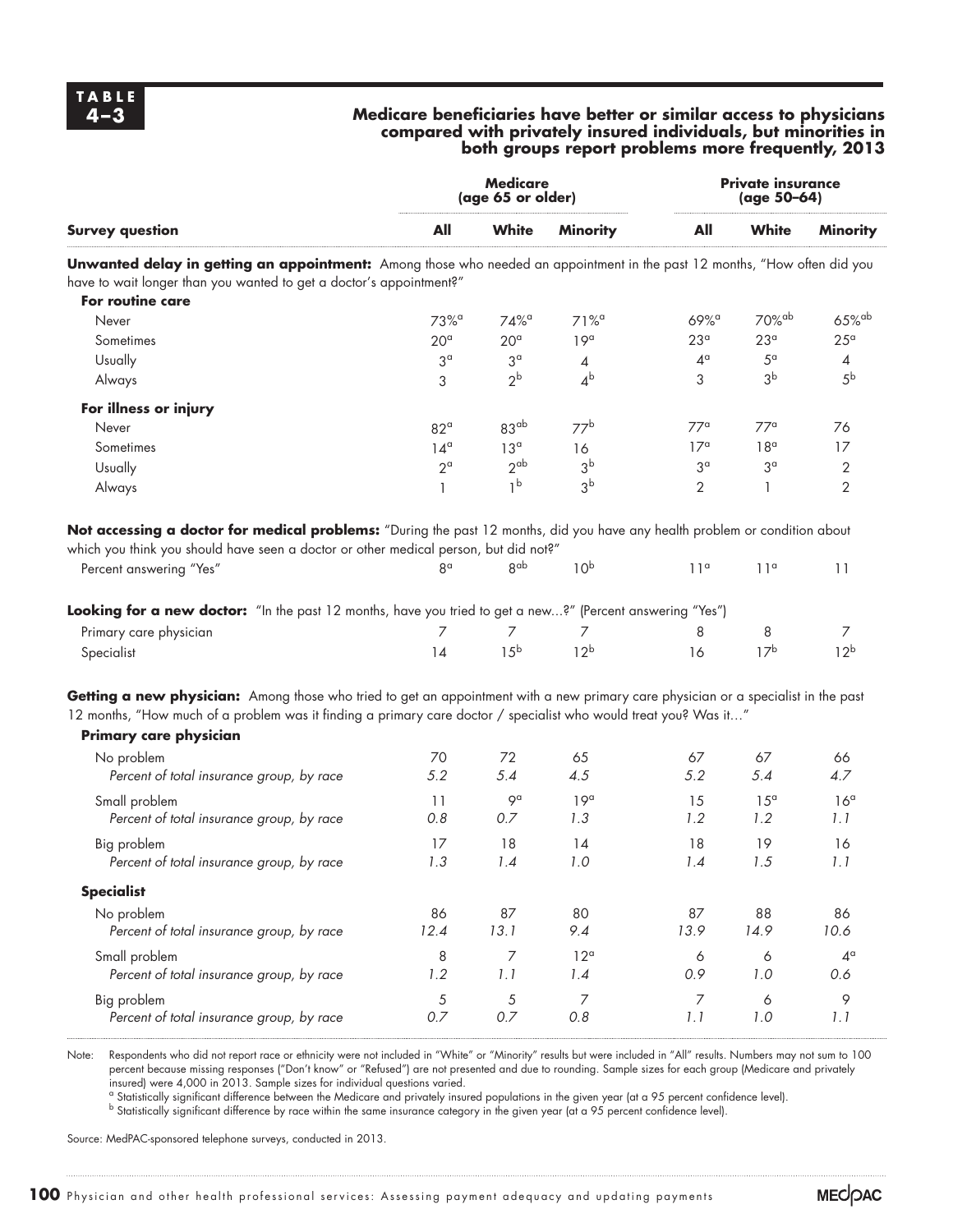**TABLE 4–3**

**Medicare beneficiaries have better or similar access to physicians compared with privately insured individuals, but minorities in both groups report problems more frequently, 2013**

| Survey question | Medicare (age 65 or older) | | | Private insurance (age 50–64) | | |
|---|---|---|---|---|---|---|
| | All | White | Minority | All | White | Minority |
| **Unwanted delay in getting an appointment:** Among those who needed an appointment in the past 12 months, "How often did you have to wait longer than you wanted to get a doctor's appointment?" | | | | | | |
| **For routine care** | | | | | | |
| Never | 73%[a] | 74%[a] | 71%[a] | 69%[a] | 70%[ab] | 65%[ab] |
| Sometimes | 20[a] | 20[a] | 19[a] | 23[a] | 23[a] | 25[a] |
| Usually | 3[a] | 3[a] | 4 | 4[a] | 5[a] | 4 |
| Always | 3 | 2[b] | 4[b] | 3 | 3[b] | 5[b] |
| **For illness or injury** | | | | | | |
| Never | 82[a] | 83[ab] | 77[b] | 77[a] | 77[a] | 76 |
| Sometimes | 14[a] | 13[a] | 16 | 17[a] | 18[a] | 17 |
| Usually | 2[a] | 2[ab] | 3[b] | 3[a] | 3[a] | 2 |
| Always | 1 | 1[b] | 3[b] | 2 | 1 | 2 |
| **Not accessing a doctor for medical problems:** "During the past 12 months, did you have any health problem or condition about which you think you should have seen a doctor or other medical person, but did not?" | | | | | | |
| Percent answering "Yes" | 8[a] | 8[ab] | 10[b] | 11[a] | 11[a] | 11 |
| **Looking for a new doctor:** "In the past 12 months, have you tried to get a new...?" (Percent answering "Yes") | | | | | | |
| Primary care physician | 7 | 7 | 7 | 8 | 8 | 7 |
| Specialist | 14 | 15[b] | 12[b] | 16 | 17[b] | 12[b] |
| **Getting a new physician:** Among those who tried to get an appointment with a new primary care physician or a specialist in the past 12 months, "How much of a problem was it finding a primary care doctor / specialist who would treat you? Was it…" | | | | | | |
| **Primary care physician** | | | | | | |
| No problem | 70 | 72 | 65 | 67 | 67 | 66 |
| *Percent of total insurance group, by race* | *5.2* | *5.4* | *4.5* | *5.2* | *5.4* | *4.7* |
| Small problem | 11 | 9[a] | 19[a] | 15 | 15[a] | 16[a] |
| *Percent of total insurance group, by race* | *0.8* | *0.7* | *1.3* | *1.2* | *1.2* | *1.1* |
| Big problem | 17 | 18 | 14 | 18 | 19 | 16 |
| *Percent of total insurance group, by race* | *1.3* | *1.4* | *1.0* | *1.4* | *1.5* | *1.1* |
| **Specialist** | | | | | | |
| No problem | 86 | 87 | 80 | 87 | 88 | 86 |
| *Percent of total insurance group, by race* | *12.4* | *13.1* | *9.4* | *13.9* | *14.9* | *10.6* |
| Small problem | 8 | 7 | 12[a] | 6 | 6 | 4[a] |
| *Percent of total insurance group, by race* | *1.2* | *1.1* | *1.4* | *0.9* | *1.0* | *0.6* |
| Big problem | 5 | 5 | 7 | 7 | 6 | 9 |
| *Percent of total insurance group, by race* | *0.7* | *0.7* | *0.8* | *1.1* | *1.0* | *1.1* |

Note: Respondents who did not report race or ethnicity were not included in "White" or "Minority" results but were included in "All" results. Numbers may not sum to 100 percent because missing responses ("Don't know" or "Refused") are not presented and due to rounding. Sample sizes for each group (Medicare and privately insured) were 4,000 in 2013. Sample sizes for individual questions varied.
[a] Statistically significant difference between the Medicare and privately insured populations in the given year (at a 95 percent confidence level).
[b] Statistically significant difference by race within the same insurance category in the given year (at a 95 percent confidence level).

Source: MedPAC-sponsored telephone surveys, conducted in 2013.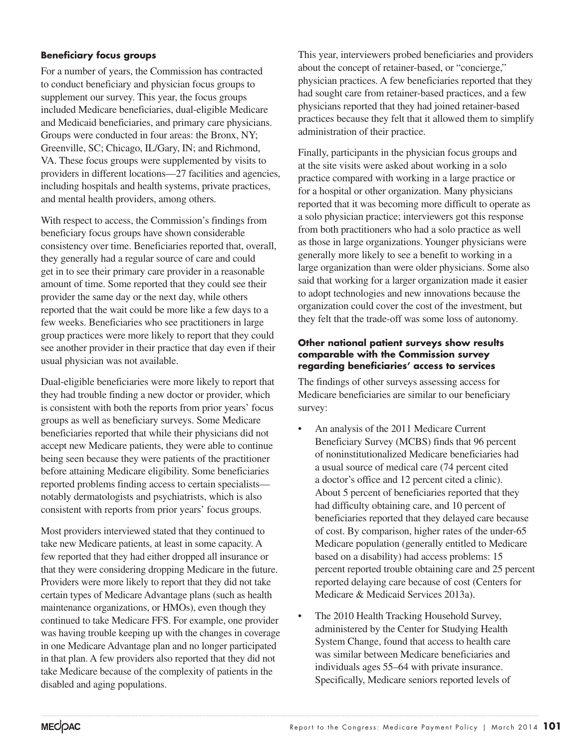### Beneficiary focus groups

For a number of years, the Commission has contracted to conduct beneficiary and physician focus groups to supplement our survey. This year, the focus groups included Medicare beneficiaries, dual-eligible Medicare and Medicaid beneficiaries, and primary care physicians. Groups were conducted in four areas: the Bronx, NY; Greenville, SC; Chicago, IL/Gary, IN; and Richmond, VA. These focus groups were supplemented by visits to providers in different locations—27 facilities and agencies, including hospitals and health systems, private practices, and mental health providers, among others.

With respect to access, the Commission's findings from beneficiary focus groups have shown considerable consistency over time. Beneficiaries reported that, overall, they generally had a regular source of care and could get in to see their primary care provider in a reasonable amount of time. Some reported that they could see their provider the same day or the next day, while others reported that the wait could be more like a few days to a few weeks. Beneficiaries who see practitioners in large group practices were more likely to report that they could see another provider in their practice that day even if their usual physician was not available.

Dual-eligible beneficiaries were more likely to report that they had trouble finding a new doctor or provider, which is consistent with both the reports from prior years' focus groups as well as beneficiary surveys. Some Medicare beneficiaries reported that while their physicians did not accept new Medicare patients, they were able to continue being seen because they were patients of the practitioner before attaining Medicare eligibility. Some beneficiaries reported problems finding access to certain specialists—notably dermatologists and psychiatrists, which is also consistent with reports from prior years' focus groups.

Most providers interviewed stated that they continued to take new Medicare patients, at least in some capacity. A few reported that they had either dropped all insurance or that they were considering dropping Medicare in the future. Providers were more likely to report that they did not take certain types of Medicare Advantage plans (such as health maintenance organizations, or HMOs), even though they continued to take Medicare FFS. For example, one provider was having trouble keeping up with the changes in coverage in one Medicare Advantage plan and no longer participated in that plan. A few providers also reported that they did not take Medicare because of the complexity of patients in the disabled and aging populations.

This year, interviewers probed beneficiaries and providers about the concept of retainer-based, or "concierge," physician practices. A few beneficiaries reported that they had sought care from retainer-based practices, and a few physicians reported that they had joined retainer-based practices because they felt that it allowed them to simplify administration of their practice.

Finally, participants in the physician focus groups and at the site visits were asked about working in a solo practice compared with working in a large practice or for a hospital or other organization. Many physicians reported that it was becoming more difficult to operate as a solo physician practice; interviewers got this response from both practitioners who had a solo practice as well as those in large organizations. Younger physicians were generally more likely to see a benefit to working in a large organization than were older physicians. Some also said that working for a larger organization made it easier to adopt technologies and new innovations because the organization could cover the cost of the investment, but they felt that the trade-off was some loss of autonomy.

#### Other national patient surveys show results comparable with the Commission survey regarding beneficiaries' access to services

The findings of other surveys assessing access for Medicare beneficiaries are similar to our beneficiary survey:

- An analysis of the 2011 Medicare Current Beneficiary Survey (MCBS) finds that 96 percent of noninstitutionalized Medicare beneficiaries had a usual source of medical care (74 percent cited a doctor's office and 12 percent cited a clinic). About 5 percent of beneficiaries reported that they had difficulty obtaining care, and 10 percent of beneficiaries reported that they delayed care because of cost. By comparison, higher rates of the under-65 Medicare population (generally entitled to Medicare based on a disability) had access problems: 15 percent reported trouble obtaining care and 25 percent reported delaying care because of cost (Centers for Medicare & Medicaid Services 2013a).
- The 2010 Health Tracking Household Survey, administered by the Center for Studying Health System Change, found that access to health care was similar between Medicare beneficiaries and individuals ages 55–64 with private insurance. Specifically, Medicare seniors reported levels of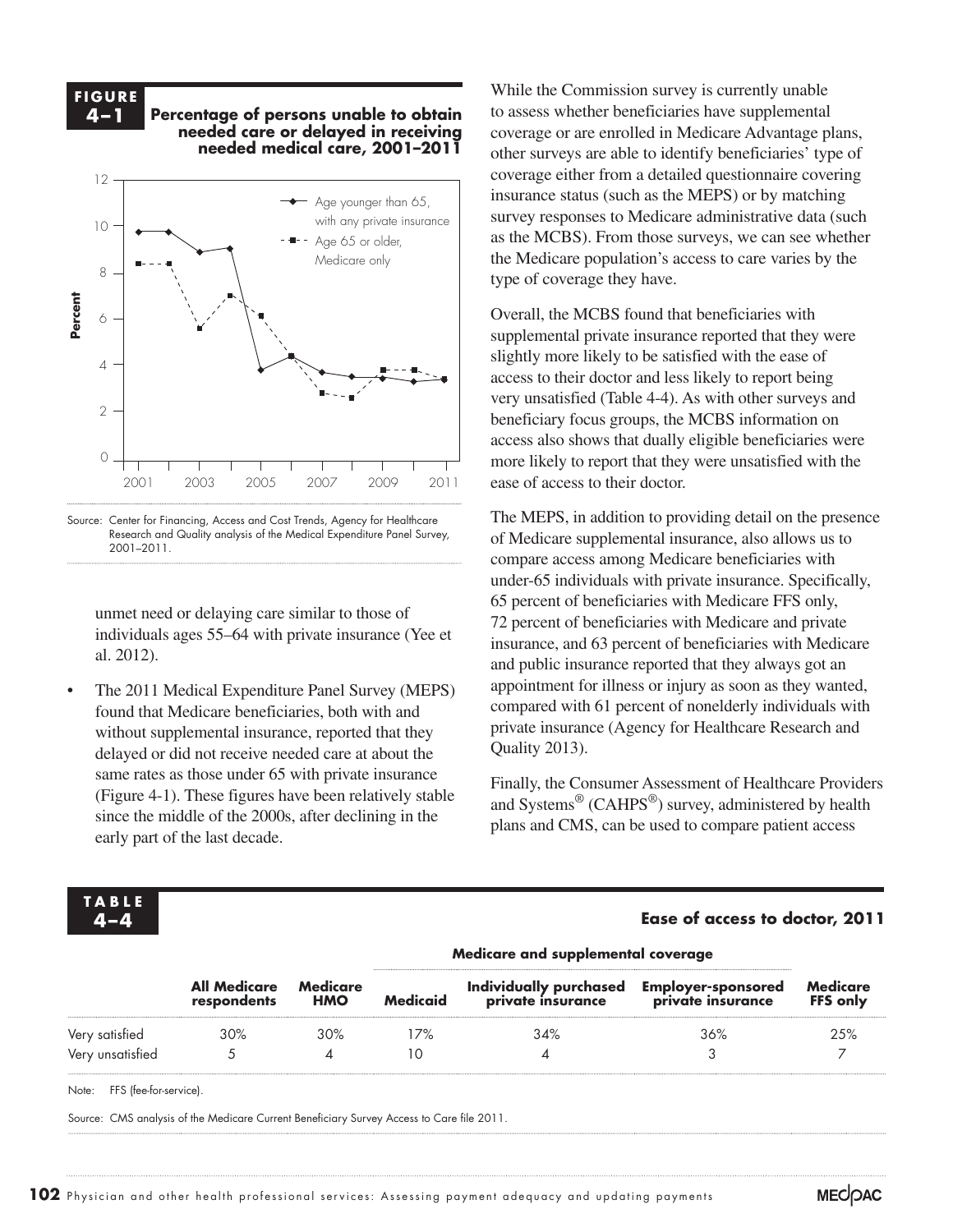**FIGURE 4–1** Percentage of persons unable to obtain needed care or delayed in receiving needed medical care, 2001–2011

Source: Center for Financing, Access and Cost Trends, Agency for Healthcare Research and Quality analysis of the Medical Expenditure Panel Survey, 2001–2011.

unmet need or delaying care similar to those of individuals ages 55–64 with private insurance (Yee et al. 2012).

- The 2011 Medical Expenditure Panel Survey (MEPS) found that Medicare beneficiaries, both with and without supplemental insurance, reported that they delayed or did not receive needed care at about the same rates as those under 65 with private insurance (Figure 4-1). These figures have been relatively stable since the middle of the 2000s, after declining in the early part of the last decade.

While the Commission survey is currently unable to assess whether beneficiaries have supplemental coverage or are enrolled in Medicare Advantage plans, other surveys are able to identify beneficiaries' type of coverage either from a detailed questionnaire covering insurance status (such as the MEPS) or by matching survey responses to Medicare administrative data (such as the MCBS). From those surveys, we can see whether the Medicare population's access to care varies by the type of coverage they have.

Overall, the MCBS found that beneficiaries with supplemental private insurance reported that they were slightly more likely to be satisfied with the ease of access to their doctor and less likely to report being very unsatisfied (Table 4-4). As with other surveys and beneficiary focus groups, the MCBS information on access also shows that dually eligible beneficiaries were more likely to report that they were unsatisfied with the ease of access to their doctor.

The MEPS, in addition to providing detail on the presence of Medicare supplemental insurance, also allows us to compare access among Medicare beneficiaries with under-65 individuals with private insurance. Specifically, 65 percent of beneficiaries with Medicare FFS only, 72 percent of beneficiaries with Medicare and private insurance, and 63 percent of beneficiaries with Medicare and public insurance reported that they always got an appointment for illness or injury as soon as they wanted, compared with 61 percent of nonelderly individuals with private insurance (Agency for Healthcare Research and Quality 2013).

Finally, the Consumer Assessment of Healthcare Providers and Systems® (CAHPS®) survey, administered by health plans and CMS, can be used to compare patient access

**TABLE 4–4** Ease of access to doctor, 2011

| | | | Medicare and supplemental coverage | | | |
|---|---|---|---|---|---|---|
| | All Medicare respondents | Medicare HMO | Medicaid | Individually purchased private insurance | Employer-sponsored private insurance | Medicare FFS only |
| Very satisfied | 30% | 30% | 17% | 34% | 36% | 25% |
| Very unsatisfied | 5 | 4 | 10 | 4 | 3 | 7 |

Note: FFS (fee-for-service).

Source: CMS analysis of the Medicare Current Beneficiary Survey Access to Care file 2011.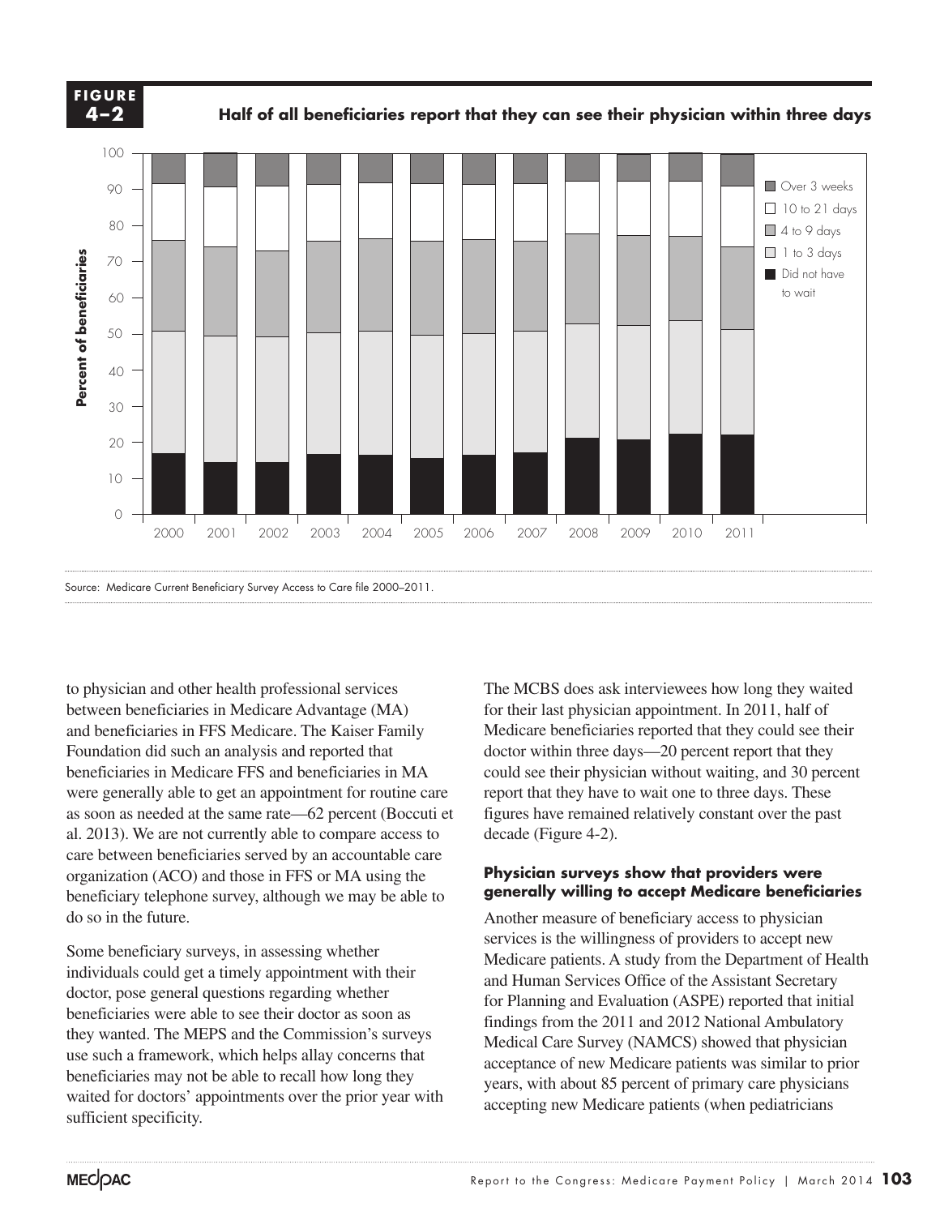**FIGURE 4–2**

**Half of all beneficiaries report that they can see their physician within three days**

Source: Medicare Current Beneficiary Survey Access to Care file 2000–2011.

to physician and other health professional services between beneficiaries in Medicare Advantage (MA) and beneficiaries in FFS Medicare. The Kaiser Family Foundation did such an analysis and reported that beneficiaries in Medicare FFS and beneficiaries in MA were generally able to get an appointment for routine care as soon as needed at the same rate—62 percent (Boccuti et al. 2013). We are not currently able to compare access to care between beneficiaries served by an accountable care organization (ACO) and those in FFS or MA using the beneficiary telephone survey, although we may be able to do so in the future.

Some beneficiary surveys, in assessing whether individuals could get a timely appointment with their doctor, pose general questions regarding whether beneficiaries were able to see their doctor as soon as they wanted. The MEPS and the Commission's surveys use such a framework, which helps allay concerns that beneficiaries may not be able to recall how long they waited for doctors' appointments over the prior year with sufficient specificity.

The MCBS does ask interviewees how long they waited for their last physician appointment. In 2011, half of Medicare beneficiaries reported that they could see their doctor within three days—20 percent report that they could see their physician without waiting, and 30 percent report that they have to wait one to three days. These figures have remained relatively constant over the past decade (Figure 4-2).

#### Physician surveys show that providers were generally willing to accept Medicare beneficiaries

Another measure of beneficiary access to physician services is the willingness of providers to accept new Medicare patients. A study from the Department of Health and Human Services Office of the Assistant Secretary for Planning and Evaluation (ASPE) reported that initial findings from the 2011 and 2012 National Ambulatory Medical Care Survey (NAMCS) showed that physician acceptance of new Medicare patients was similar to prior years, with about 85 percent of primary care physicians accepting new Medicare patients (when pediatricians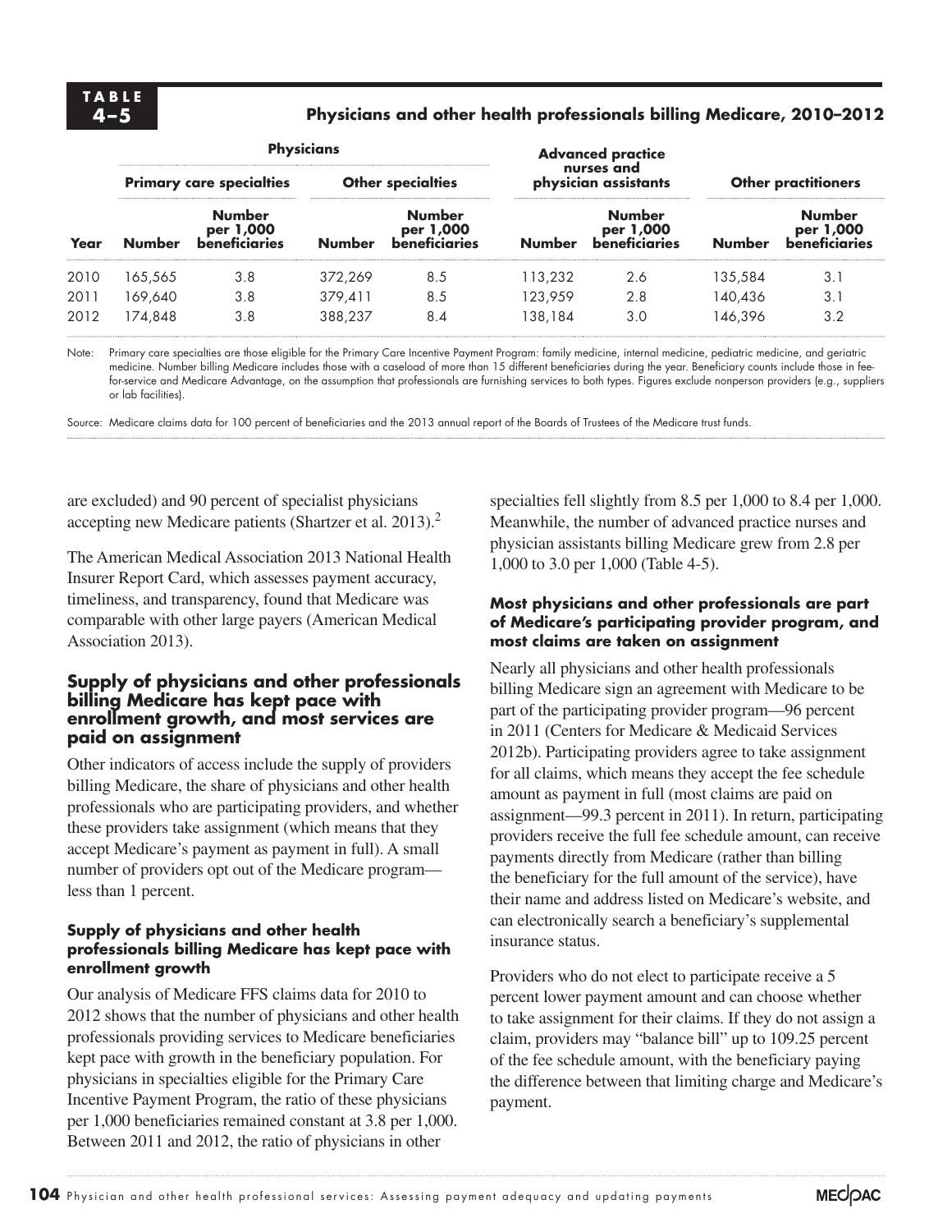**TABLE 4–5**

**Physicians and other health professionals billing Medicare, 2010–2012**

| | Physicians | | | | Advanced practice nurses and physician assistants | | Other practitioners | |
|---|---|---|---|---|---|---|---|---|
| | Primary care specialties | | Other specialties | | | | | |
| Year | Number | Number per 1,000 beneficiaries | Number | Number per 1,000 beneficiaries | Number | Number per 1,000 beneficiaries | Number | Number per 1,000 beneficiaries |
| 2010 | 165,565 | 3.8 | 372,269 | 8.5 | 113,232 | 2.6 | 135,584 | 3.1 |
| 2011 | 169,640 | 3.8 | 379,411 | 8.5 | 123,959 | 2.8 | 140,436 | 3.1 |
| 2012 | 174,848 | 3.8 | 388,237 | 8.4 | 138,184 | 3.0 | 146,396 | 3.2 |

Note: Primary care specialties are those eligible for the Primary Care Incentive Payment Program: family medicine, internal medicine, pediatric medicine, and geriatric medicine. Number billing Medicare includes those with a caseload of more than 15 different beneficiaries during the year. Beneficiary counts include those in fee-for-service and Medicare Advantage, on the assumption that professionals are furnishing services to both types. Figures exclude nonperson providers (e.g., suppliers or lab facilities).

Source: Medicare claims data for 100 percent of beneficiaries and the 2013 annual report of the Boards of Trustees of the Medicare trust funds.

are excluded) and 90 percent of specialist physicians accepting new Medicare patients (Shartzer et al. 2013).[2]

The American Medical Association 2013 National Health Insurer Report Card, which assesses payment accuracy, timeliness, and transparency, found that Medicare was comparable with other large payers (American Medical Association 2013).

## Supply of physicians and other professionals billing Medicare has kept pace with enrollment growth, and most services are paid on assignment

Other indicators of access include the supply of providers billing Medicare, the share of physicians and other health professionals who are participating providers, and whether these providers take assignment (which means that they accept Medicare's payment as payment in full). A small number of providers opt out of the Medicare program—less than 1 percent.

### Supply of physicians and other health professionals billing Medicare has kept pace with enrollment growth

Our analysis of Medicare FFS claims data for 2010 to 2012 shows that the number of physicians and other health professionals providing services to Medicare beneficiaries kept pace with growth in the beneficiary population. For physicians in specialties eligible for the Primary Care Incentive Payment Program, the ratio of these physicians per 1,000 beneficiaries remained constant at 3.8 per 1,000. Between 2011 and 2012, the ratio of physicians in other specialties fell slightly from 8.5 per 1,000 to 8.4 per 1,000. Meanwhile, the number of advanced practice nurses and physician assistants billing Medicare grew from 2.8 per 1,000 to 3.0 per 1,000 (Table 4-5).

### Most physicians and other professionals are part of Medicare's participating provider program, and most claims are taken on assignment

Nearly all physicians and other health professionals billing Medicare sign an agreement with Medicare to be part of the participating provider program—96 percent in 2011 (Centers for Medicare & Medicaid Services 2012b). Participating providers agree to take assignment for all claims, which means they accept the fee schedule amount as payment in full (most claims are paid on assignment—99.3 percent in 2011). In return, participating providers receive the full fee schedule amount, can receive payments directly from Medicare (rather than billing the beneficiary for the full amount of the service), have their name and address listed on Medicare's website, and can electronically search a beneficiary's supplemental insurance status.

Providers who do not elect to participate receive a 5 percent lower payment amount and can choose whether to take assignment for their claims. If they do not assign a claim, providers may "balance bill" up to 109.25 percent of the fee schedule amount, with the beneficiary paying the difference between that limiting charge and Medicare's payment.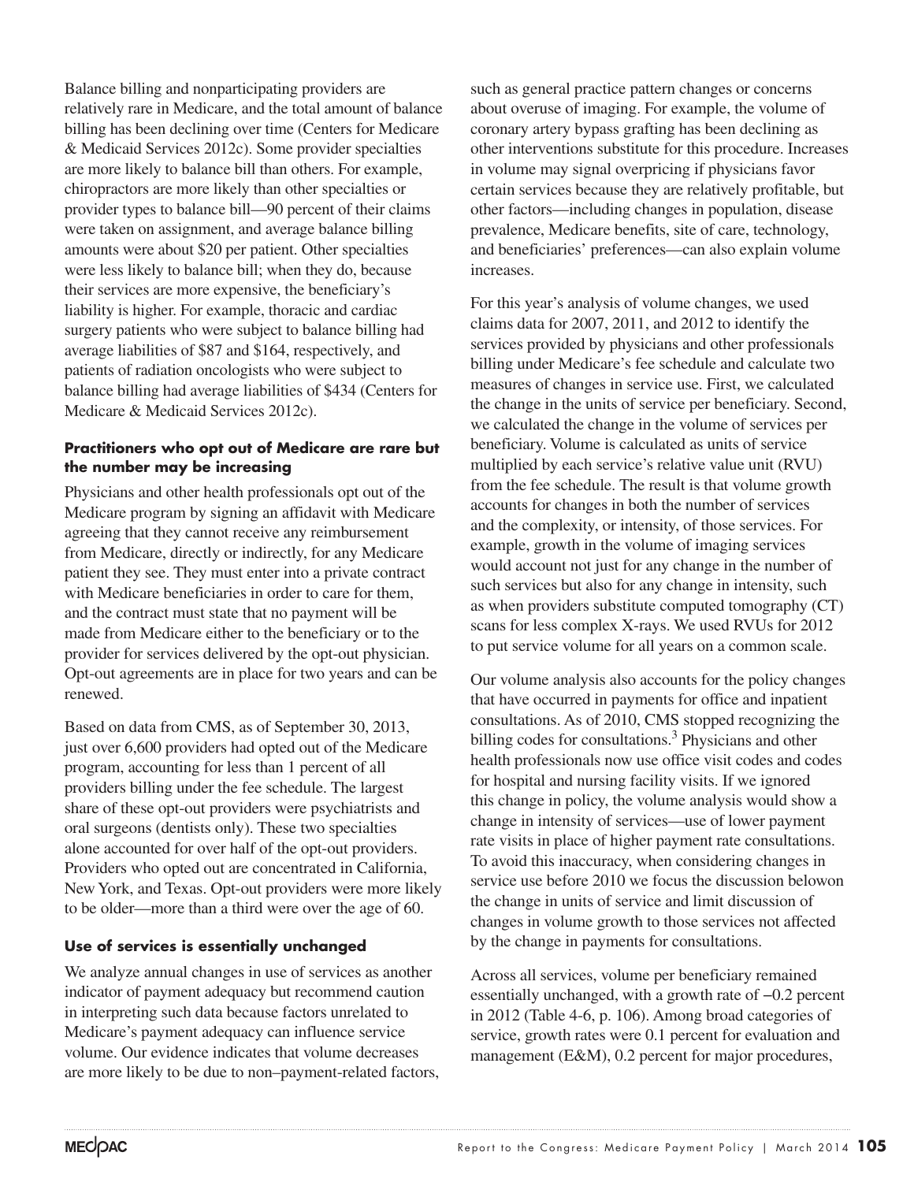Balance billing and nonparticipating providers are relatively rare in Medicare, and the total amount of balance billing has been declining over time (Centers for Medicare & Medicaid Services 2012c). Some provider specialties are more likely to balance bill than others. For example, chiropractors are more likely than other specialties or provider types to balance bill—90 percent of their claims were taken on assignment, and average balance billing amounts were about $20 per patient. Other specialties were less likely to balance bill; when they do, because their services are more expensive, the beneficiary's liability is higher. For example, thoracic and cardiac surgery patients who were subject to balance billing had average liabilities of $87 and $164, respectively, and patients of radiation oncologists who were subject to balance billing had average liabilities of $434 (Centers for Medicare & Medicaid Services 2012c).

### Practitioners who opt out of Medicare are rare but the number may be increasing

Physicians and other health professionals opt out of the Medicare program by signing an affidavit with Medicare agreeing that they cannot receive any reimbursement from Medicare, directly or indirectly, for any Medicare patient they see. They must enter into a private contract with Medicare beneficiaries in order to care for them, and the contract must state that no payment will be made from Medicare either to the beneficiary or to the provider for services delivered by the opt-out physician. Opt-out agreements are in place for two years and can be renewed.

Based on data from CMS, as of September 30, 2013, just over 6,600 providers had opted out of the Medicare program, accounting for less than 1 percent of all providers billing under the fee schedule. The largest share of these opt-out providers were psychiatrists and oral surgeons (dentists only). These two specialties alone accounted for over half of the opt-out providers. Providers who opted out are concentrated in California, New York, and Texas. Opt-out providers were more likely to be older—more than a third were over the age of 60.

### Use of services is essentially unchanged

We analyze annual changes in use of services as another indicator of payment adequacy but recommend caution in interpreting such data because factors unrelated to Medicare's payment adequacy can influence service volume. Our evidence indicates that volume decreases are more likely to be due to non–payment-related factors, such as general practice pattern changes or concerns about overuse of imaging. For example, the volume of coronary artery bypass grafting has been declining as other interventions substitute for this procedure. Increases in volume may signal overpricing if physicians favor certain services because they are relatively profitable, but other factors—including changes in population, disease prevalence, Medicare benefits, site of care, technology, and beneficiaries' preferences—can also explain volume increases.

For this year's analysis of volume changes, we used claims data for 2007, 2011, and 2012 to identify the services provided by physicians and other professionals billing under Medicare's fee schedule and calculate two measures of changes in service use. First, we calculated the change in the units of service per beneficiary. Second, we calculated the change in the volume of services per beneficiary. Volume is calculated as units of service multiplied by each service's relative value unit (RVU) from the fee schedule. The result is that volume growth accounts for changes in both the number of services and the complexity, or intensity, of those services. For example, growth in the volume of imaging services would account not just for any change in the number of such services but also for any change in intensity, such as when providers substitute computed tomography (CT) scans for less complex X-rays. We used RVUs for 2012 to put service volume for all years on a common scale.

Our volume analysis also accounts for the policy changes that have occurred in payments for office and inpatient consultations. As of 2010, CMS stopped recognizing the billing codes for consultations.[3] Physicians and other health professionals now use office visit codes and codes for hospital and nursing facility visits. If we ignored this change in policy, the volume analysis would show a change in intensity of services—use of lower payment rate visits in place of higher payment rate consultations. To avoid this inaccuracy, when considering changes in service use before 2010 we focus the discussion belowon the change in units of service and limit discussion of changes in volume growth to those services not affected by the change in payments for consultations.

Across all services, volume per beneficiary remained essentially unchanged, with a growth rate of –0.2 percent in 2012 (Table 4-6, p. 106). Among broad categories of service, growth rates were 0.1 percent for evaluation and management (E&M), 0.2 percent for major procedures,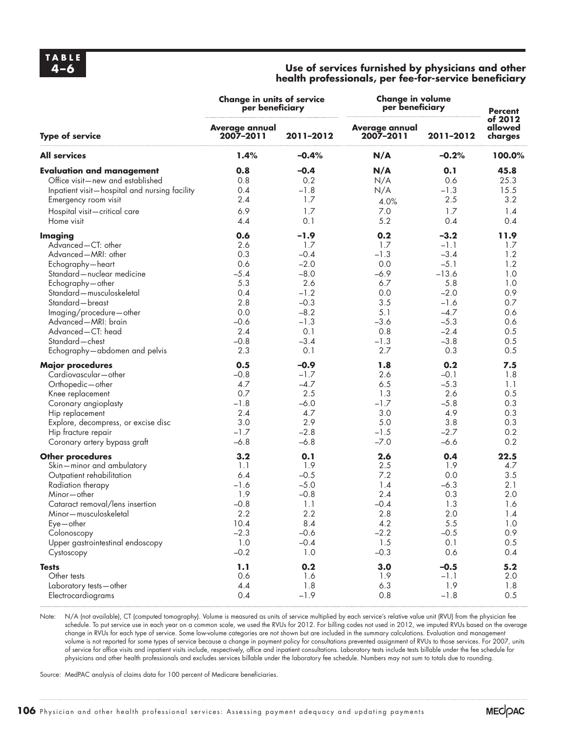**TABLE 4–6**

**Use of services furnished by physicians and other health professionals, per fee-for-service beneficiary**

| | Change in units of service per beneficiary | | Change in volume per beneficiary | | Percent of 2012 allowed charges |
|---|---|---|---|---|---|
| **Type of service** | **Average annual 2007–2011** | **2011–2012** | **Average annual 2007–2011** | **2011–2012** | |
| **All services** | **1.4%** | **–0.4%** | **N/A** | **–0.2%** | **100.0%** |
| **Evaluation and management** | **0.8** | **–0.4** | **N/A** | **0.1** | **45.8** |
| Office visit—new and established | 0.8 | 0.2 | N/A | 0.6 | 25.3 |
| Inpatient visit—hospital and nursing facility | 0.4 | –1.8 | N/A | –1.3 | 15.5 |
| Emergency room visit | 2.4 | 1.7 | 4.0% | 2.5 | 3.2 |
| Hospital visit—critical care | 6.9 | 1.7 | 7.0 | 1.7 | 1.4 |
| Home visit | 4.4 | 0.1 | 5.2 | 0.4 | 0.4 |
| **Imaging** | **0.6** | **–1.9** | **0.2** | **–3.2** | **11.9** |
| Advanced—CT: other | 2.6 | 1.7 | 1.7 | –1.1 | 1.7 |
| Advanced—MRI: other | 0.3 | –0.4 | –1.3 | –3.4 | 1.2 |
| Echography—heart | 0.6 | –2.0 | 0.0 | –5.1 | 1.2 |
| Standard—nuclear medicine | –5.4 | –8.0 | –6.9 | –13.6 | 1.0 |
| Echography—other | 5.3 | 2.6 | 6.7 | 5.8 | 1.0 |
| Standard—musculoskeletal | 0.4 | –1.2 | 0.0 | –2.0 | 0.9 |
| Standard—breast | 2.8 | –0.3 | 3.5 | –1.6 | 0.7 |
| Imaging/procedure—other | 0.0 | –8.2 | 5.1 | –4.7 | 0.6 |
| Advanced—MRI: brain | –0.6 | –1.3 | –3.6 | –5.3 | 0.6 |
| Advanced—CT: head | 2.4 | 0.1 | 0.8 | –2.4 | 0.5 |
| Standard—chest | –0.8 | –3.4 | –1.3 | –3.8 | 0.5 |
| Echography—abdomen and pelvis | 2.3 | 0.1 | 2.7 | 0.3 | 0.5 |
| **Major procedures** | **0.5** | **–0.9** | **1.8** | **0.2** | **7.5** |
| Cardiovascular—other | –0.8 | –1.7 | 2.6 | –0.1 | 1.8 |
| Orthopedic—other | 4.7 | –4.7 | 6.5 | –5.3 | 1.1 |
| Knee replacement | 0.7 | 2.5 | 1.3 | 2.6 | 0.5 |
| Coronary angioplasty | –1.8 | –6.0 | –1.7 | –5.8 | 0.3 |
| Hip replacement | 2.4 | 4.7 | 3.0 | 4.9 | 0.3 |
| Explore, decompress, or excise disc | 3.0 | 2.9 | 5.0 | 3.8 | 0.3 |
| Hip fracture repair | –1.7 | –2.8 | –1.5 | –2.7 | 0.2 |
| Coronary artery bypass graft | –6.8 | –6.8 | –7.0 | –6.6 | 0.2 |
| **Other procedures** | **3.2** | **0.1** | **2.6** | **0.4** | **22.5** |
| Skin—minor and ambulatory | 1.1 | 1.9 | 2.5 | 1.9 | 4.7 |
| Outpatient rehabilitation | 6.4 | –0.5 | 7.2 | 0.0 | 3.5 |
| Radiation therapy | –1.6 | –5.0 | 1.4 | –6.3 | 2.1 |
| Minor—other | 1.9 | –0.8 | 2.4 | 0.3 | 2.0 |
| Cataract removal/lens insertion | –0.8 | 1.1 | –0.4 | 1.3 | 1.6 |
| Minor—musculoskeletal | 2.2 | 2.2 | 2.8 | 2.0 | 1.4 |
| Eye—other | 10.4 | 8.4 | 4.2 | 5.5 | 1.0 |
| Colonoscopy | –2.3 | –0.6 | –2.2 | –0.5 | 0.9 |
| Upper gastrointestinal endoscopy | 1.0 | –0.4 | 1.5 | 0.1 | 0.5 |
| Cystoscopy | –0.2 | 1.0 | –0.3 | 0.6 | 0.4 |
| **Tests** | **1.1** | **0.2** | **3.0** | **–0.5** | **5.2** |
| Other tests | 0.6 | 1.6 | 1.9 | –1.1 | 2.0 |
| Laboratory tests—other | 4.4 | 1.8 | 6.3 | 1.9 | 1.8 |
| Electrocardiograms | 0.4 | –1.9 | 0.8 | –1.8 | 0.5 |

Note: N/A (not available), CT (computed tomography). Volume is measured as units of service multiplied by each service's relative value unit (RVU) from the physician fee schedule. To put service use in each year on a common scale, we used the RVUs for 2012. For billing codes not used in 2012, we imputed RVUs based on the average change in RVUs for each type of service. Some low-volume categories are not shown but are included in the summary calculations. Evaluation and management volume is not reported for some types of service because a change in payment policy for consultations prevented assignment of RVUs to those services. For 2007, units of service for office visits and inpatient visits include, respectively, office and inpatient consultations. Laboratory tests include tests billable under the fee schedule for physicians and other health professionals and excludes services billable under the laboratory fee schedule. Numbers may not sum to totals due to rounding.

Source: MedPAC analysis of claims data for 100 percent of Medicare beneficiaries.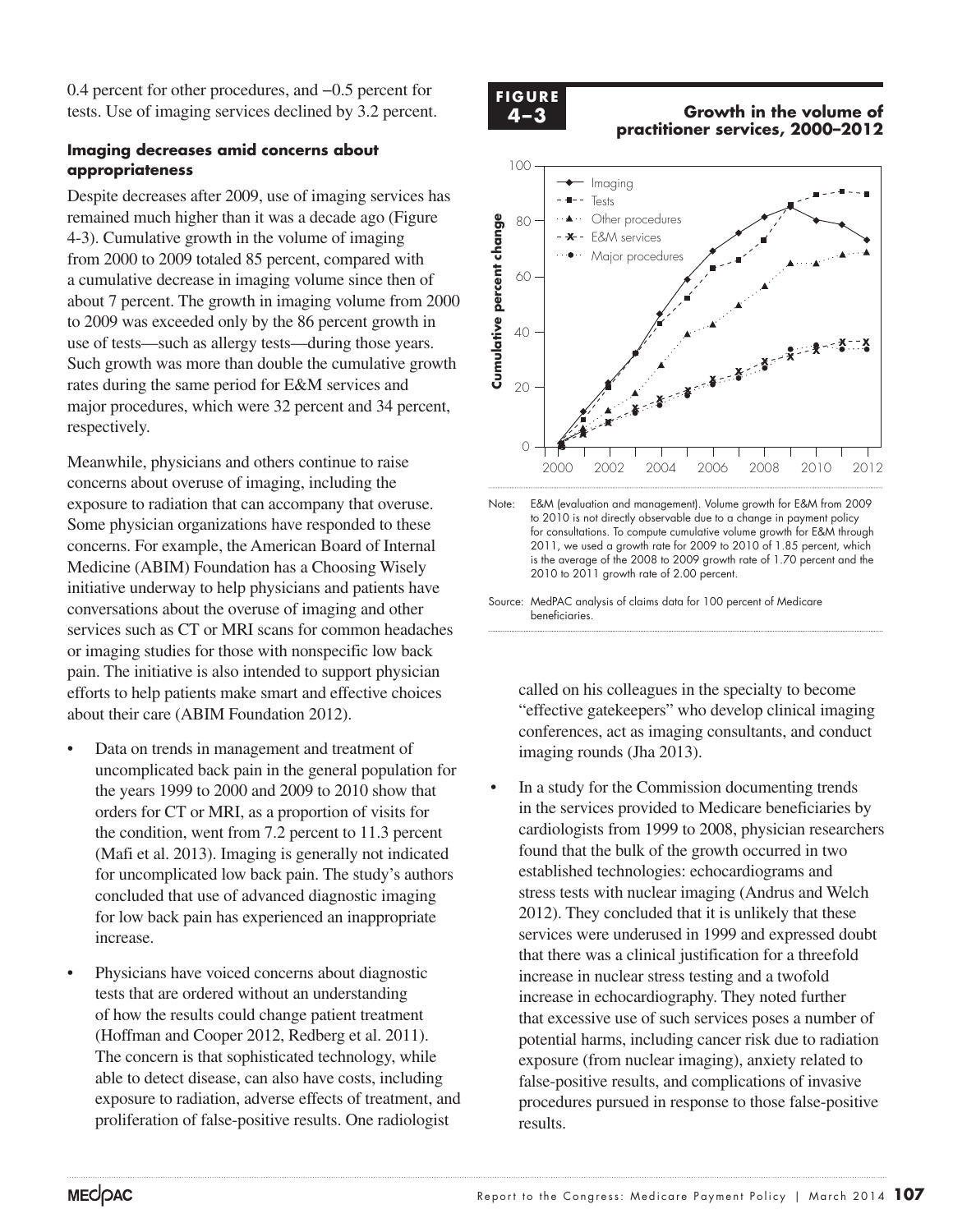0.4 percent for other procedures, and –0.5 percent for tests. Use of imaging services declined by 3.2 percent.

### Imaging decreases amid concerns about appropriateness

Despite decreases after 2009, use of imaging services has remained much higher than it was a decade ago (Figure 4-3). Cumulative growth in the volume of imaging from 2000 to 2009 totaled 85 percent, compared with a cumulative decrease in imaging volume since then of about 7 percent. The growth in imaging volume from 2000 to 2009 was exceeded only by the 86 percent growth in use of tests—such as allergy tests—during those years. Such growth was more than double the cumulative growth rates during the same period for E&M services and major procedures, which were 32 percent and 34 percent, respectively.

Meanwhile, physicians and others continue to raise concerns about overuse of imaging, including the exposure to radiation that can accompany that overuse. Some physician organizations have responded to these concerns. For example, the American Board of Internal Medicine (ABIM) Foundation has a Choosing Wisely initiative underway to help physicians and patients have conversations about the overuse of imaging and other services such as CT or MRI scans for common headaches or imaging studies for those with nonspecific low back pain. The initiative is also intended to support physician efforts to help patients make smart and effective choices about their care (ABIM Foundation 2012).

- Data on trends in management and treatment of uncomplicated back pain in the general population for the years 1999 to 2000 and 2009 to 2010 show that orders for CT or MRI, as a proportion of visits for the condition, went from 7.2 percent to 11.3 percent (Mafi et al. 2013). Imaging is generally not indicated for uncomplicated low back pain. The study's authors concluded that use of advanced diagnostic imaging for low back pain has experienced an inappropriate increase.
- Physicians have voiced concerns about diagnostic tests that are ordered without an understanding of how the results could change patient treatment (Hoffman and Cooper 2012, Redberg et al. 2011). The concern is that sophisticated technology, while able to detect disease, can also have costs, including exposure to radiation, adverse effects of treatment, and proliferation of false-positive results. One radiologist called on his colleagues in the specialty to become "effective gatekeepers" who develop clinical imaging conferences, act as imaging consultants, and conduct imaging rounds (Jha 2013).
- In a study for the Commission documenting trends in the services provided to Medicare beneficiaries by cardiologists from 1999 to 2008, physician researchers found that the bulk of the growth occurred in two established technologies: echocardiograms and stress tests with nuclear imaging (Andrus and Welch 2012). They concluded that it is unlikely that these services were underused in 1999 and expressed doubt that there was a clinical justification for a threefold increase in nuclear stress testing and a twofold increase in echocardiography. They noted further that excessive use of such services poses a number of potential harms, including cancer risk due to radiation exposure (from nuclear imaging), anxiety related to false-positive results, and complications of invasive procedures pursued in response to those false-positive results.

**FIGURE 4–3**

**Growth in the volume of practitioner services, 2000–2012**

Note: E&M (evaluation and management). Volume growth for E&M from 2009 to 2010 is not directly observable due to a change in payment policy for consultations. To compute cumulative volume growth for E&M through 2011, we used a growth rate for 2009 to 2010 of 1.85 percent, which is the average of the 2008 to 2009 growth rate of 1.70 percent and the 2010 to 2011 growth rate of 2.00 percent.

Source: MedPAC analysis of claims data for 100 percent of Medicare beneficiaries.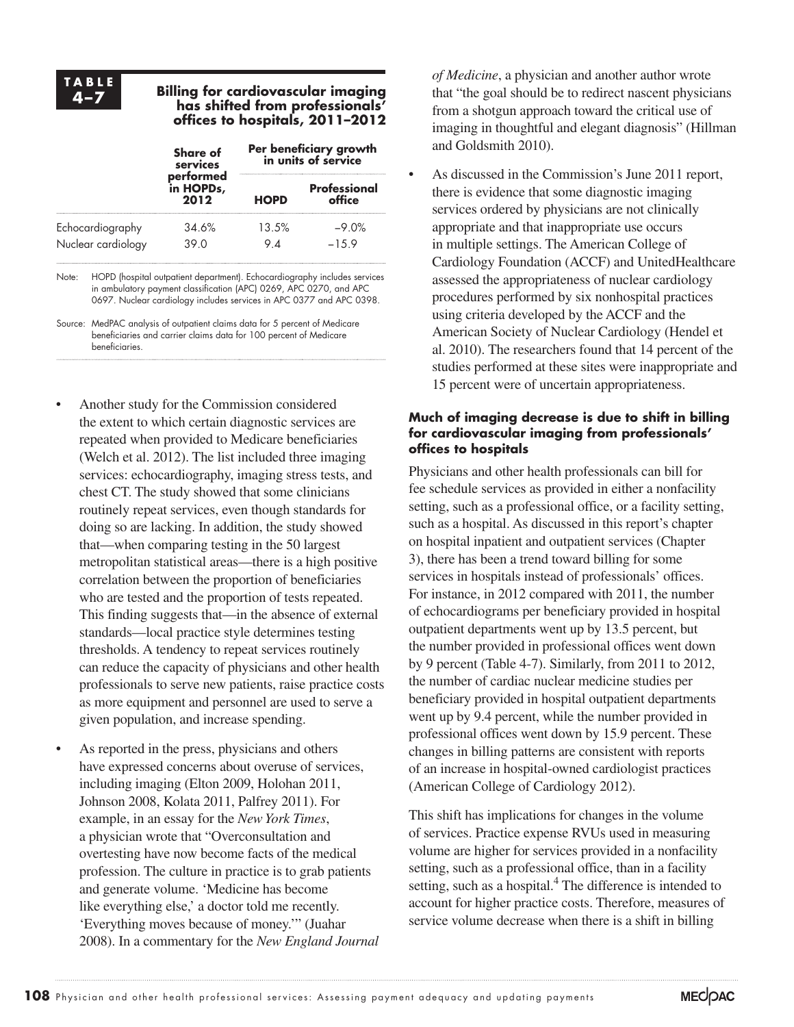**TABLE 4–7**

**Billing for cardiovascular imaging has shifted from professionals' offices to hospitals, 2011–2012**

| | Share of services performed in HOPDs, 2012 | Per beneficiary growth in units of service | |
|---|---|---|---|
| | | HOPD | Professional office |
| Echocardiography | 34.6% | 13.5% | –9.0% |
| Nuclear cardiology | 39.0 | 9.4 | –15.9 |

Note: HOPD (hospital outpatient department). Echocardiography includes services in ambulatory payment classification (APC) 0269, APC 0270, and APC 0697. Nuclear cardiology includes services in APC 0377 and APC 0398.

Source: MedPAC analysis of outpatient claims data for 5 percent of Medicare beneficiaries and carrier claims data for 100 percent of Medicare beneficiaries.

- Another study for the Commission considered the extent to which certain diagnostic services are repeated when provided to Medicare beneficiaries (Welch et al. 2012). The list included three imaging services: echocardiography, imaging stress tests, and chest CT. The study showed that some clinicians routinely repeat services, even though standards for doing so are lacking. In addition, the study showed that—when comparing testing in the 50 largest metropolitan statistical areas—there is a high positive correlation between the proportion of beneficiaries who are tested and the proportion of tests repeated. This finding suggests that—in the absence of external standards—local practice style determines testing thresholds. A tendency to repeat services routinely can reduce the capacity of physicians and other health professionals to serve new patients, raise practice costs as more equipment and personnel are used to serve a given population, and increase spending.
- As reported in the press, physicians and others have expressed concerns about overuse of services, including imaging (Elton 2009, Holohan 2011, Johnson 2008, Kolata 2011, Palfrey 2011). For example, in an essay for the *New York Times*, a physician wrote that "Overconsultation and overtesting have now become facts of the medical profession. The culture in practice is to grab patients and generate volume. 'Medicine has become like everything else,' a doctor told me recently. 'Everything moves because of money.'" (Juahar 2008). In a commentary for the *New England Journal of Medicine*, a physician and another author wrote that "the goal should be to redirect nascent physicians from a shotgun approach toward the critical use of imaging in thoughtful and elegant diagnosis" (Hillman and Goldsmith 2010).
- As discussed in the Commission's June 2011 report, there is evidence that some diagnostic imaging services ordered by physicians are not clinically appropriate and that inappropriate use occurs in multiple settings. The American College of Cardiology Foundation (ACCF) and UnitedHealthcare assessed the appropriateness of nuclear cardiology procedures performed by six nonhospital practices using criteria developed by the ACCF and the American Society of Nuclear Cardiology (Hendel et al. 2010). The researchers found that 14 percent of the studies performed at these sites were inappropriate and 15 percent were of uncertain appropriateness.

#### Much of imaging decrease is due to shift in billing for cardiovascular imaging from professionals' offices to hospitals

Physicians and other health professionals can bill for fee schedule services as provided in either a nonfacility setting, such as a professional office, or a facility setting, such as a hospital. As discussed in this report's chapter on hospital inpatient and outpatient services (Chapter 3), there has been a trend toward billing for some services in hospitals instead of professionals' offices. For instance, in 2012 compared with 2011, the number of echocardiograms per beneficiary provided in hospital outpatient departments went up by 13.5 percent, but the number provided in professional offices went down by 9 percent (Table 4-7). Similarly, from 2011 to 2012, the number of cardiac nuclear medicine studies per beneficiary provided in hospital outpatient departments went up by 9.4 percent, while the number provided in professional offices went down by 15.9 percent. These changes in billing patterns are consistent with reports of an increase in hospital-owned cardiologist practices (American College of Cardiology 2012).

This shift has implications for changes in the volume of services. Practice expense RVUs used in measuring volume are higher for services provided in a nonfacility setting, such as a professional office, than in a facility setting, such as a hospital.[4] The difference is intended to account for higher practice costs. Therefore, measures of service volume decrease when there is a shift in billing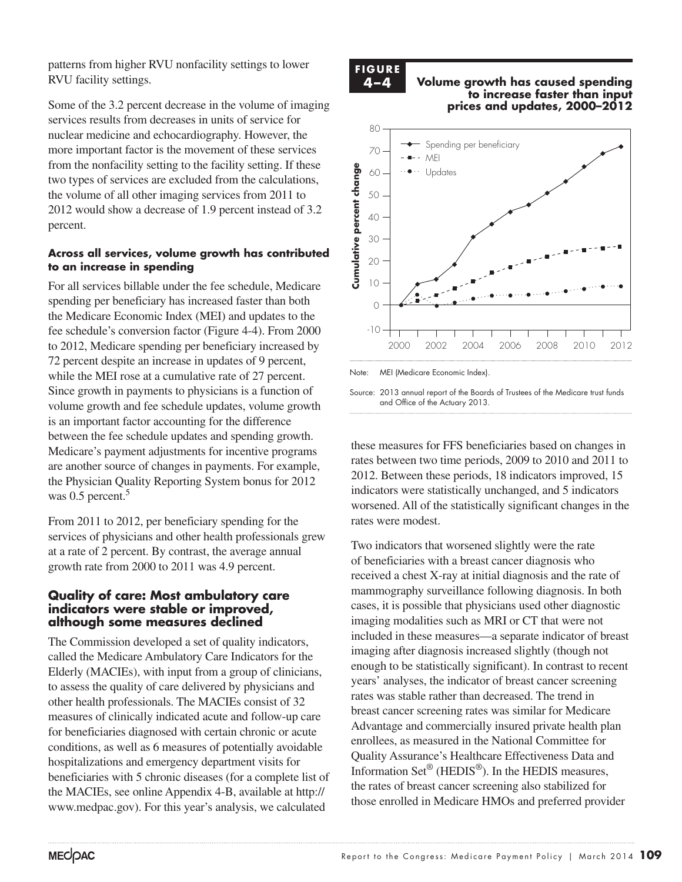patterns from higher RVU nonfacility settings to lower RVU facility settings.

Some of the 3.2 percent decrease in the volume of imaging services results from decreases in units of service for nuclear medicine and echocardiography. However, the more important factor is the movement of these services from the nonfacility setting to the facility setting. If these two types of services are excluded from the calculations, the volume of all other imaging services from 2011 to 2012 would show a decrease of 1.9 percent instead of 3.2 percent.

**Across all services, volume growth has contributed to an increase in spending**

For all services billable under the fee schedule, Medicare spending per beneficiary has increased faster than both the Medicare Economic Index (MEI) and updates to the fee schedule's conversion factor (Figure 4-4). From 2000 to 2012, Medicare spending per beneficiary increased by 72 percent despite an increase in updates of 9 percent, while the MEI rose at a cumulative rate of 27 percent. Since growth in payments to physicians is a function of volume growth and fee schedule updates, volume growth is an important factor accounting for the difference between the fee schedule updates and spending growth. Medicare's payment adjustments for incentive programs are another source of changes in payments. For example, the Physician Quality Reporting System bonus for 2012 was 0.5 percent.[5]

From 2011 to 2012, per beneficiary spending for the services of physicians and other health professionals grew at a rate of 2 percent. By contrast, the average annual growth rate from 2000 to 2011 was 4.9 percent.

**FIGURE 4–4**

**Volume growth has caused spending to increase faster than input prices and updates, 2000–2012**

Note: MEI (Medicare Economic Index).

Source: 2013 annual report of the Boards of Trustees of the Medicare trust funds and Office of the Actuary 2013.

## Quality of care: Most ambulatory care indicators were stable or improved, although some measures declined

The Commission developed a set of quality indicators, called the Medicare Ambulatory Care Indicators for the Elderly (MACIEs), with input from a group of clinicians, to assess the quality of care delivered by physicians and other health professionals. The MACIEs consist of 32 measures of clinically indicated acute and follow-up care for beneficiaries diagnosed with certain chronic or acute conditions, as well as 6 measures of potentially avoidable hospitalizations and emergency department visits for beneficiaries with 5 chronic diseases (for a complete list of the MACIEs, see online Appendix 4-B, available at http://www.medpac.gov). For this year's analysis, we calculated these measures for FFS beneficiaries based on changes in rates between two time periods, 2009 to 2010 and 2011 to 2012. Between these periods, 18 indicators improved, 15 indicators were statistically unchanged, and 5 indicators worsened. All of the statistically significant changes in the rates were modest.

Two indicators that worsened slightly were the rate of beneficiaries with a breast cancer diagnosis who received a chest X-ray at initial diagnosis and the rate of mammography surveillance following diagnosis. In both cases, it is possible that physicians used other diagnostic imaging modalities such as MRI or CT that were not included in these measures—a separate indicator of breast imaging after diagnosis increased slightly (though not enough to be statistically significant). In contrast to recent years' analyses, the indicator of breast cancer screening rates was stable rather than decreased. The trend in breast cancer screening rates was similar for Medicare Advantage and commercially insured private health plan enrollees, as measured in the National Committee for Quality Assurance's Healthcare Effectiveness Data and Information Set® (HEDIS®). In the HEDIS measures, the rates of breast cancer screening also stabilized for those enrolled in Medicare HMOs and preferred provider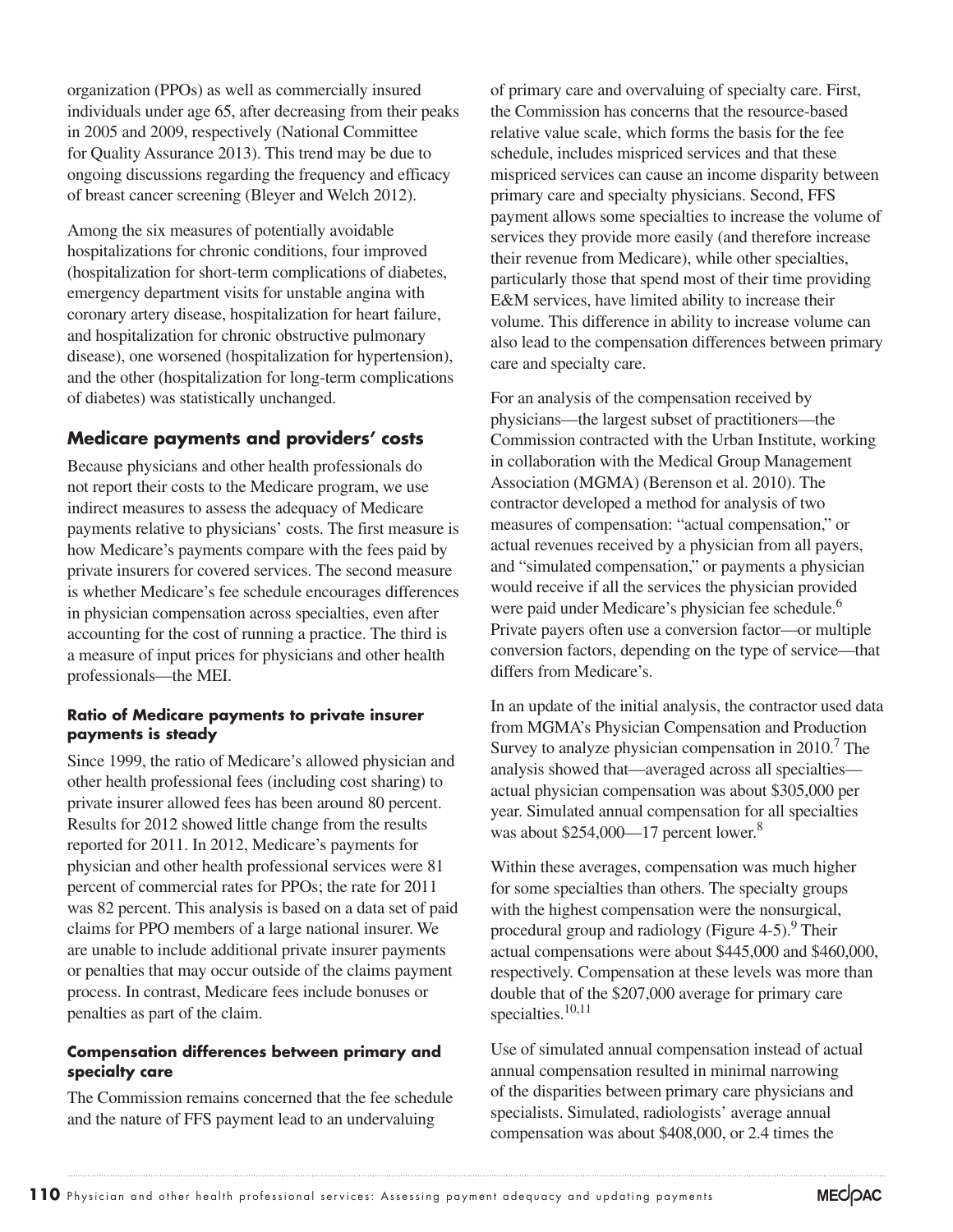organization (PPOs) as well as commercially insured individuals under age 65, after decreasing from their peaks in 2005 and 2009, respectively (National Committee for Quality Assurance 2013). This trend may be due to ongoing discussions regarding the frequency and efficacy of breast cancer screening (Bleyer and Welch 2012).

Among the six measures of potentially avoidable hospitalizations for chronic conditions, four improved (hospitalization for short-term complications of diabetes, emergency department visits for unstable angina with coronary artery disease, hospitalization for heart failure, and hospitalization for chronic obstructive pulmonary disease), one worsened (hospitalization for hypertension), and the other (hospitalization for long-term complications of diabetes) was statistically unchanged.

## Medicare payments and providers' costs

Because physicians and other health professionals do not report their costs to the Medicare program, we use indirect measures to assess the adequacy of Medicare payments relative to physicians' costs. The first measure is how Medicare's payments compare with the fees paid by private insurers for covered services. The second measure is whether Medicare's fee schedule encourages differences in physician compensation across specialties, even after accounting for the cost of running a practice. The third is a measure of input prices for physicians and other health professionals—the MEI.

### Ratio of Medicare payments to private insurer payments is steady

Since 1999, the ratio of Medicare's allowed physician and other health professional fees (including cost sharing) to private insurer allowed fees has been around 80 percent. Results for 2012 showed little change from the results reported for 2011. In 2012, Medicare's payments for physician and other health professional services were 81 percent of commercial rates for PPOs; the rate for 2011 was 82 percent. This analysis is based on a data set of paid claims for PPO members of a large national insurer. We are unable to include additional private insurer payments or penalties that may occur outside of the claims payment process. In contrast, Medicare fees include bonuses or penalties as part of the claim.

### Compensation differences between primary and specialty care

The Commission remains concerned that the fee schedule and the nature of FFS payment lead to an undervaluing of primary care and overvaluing of specialty care. First, the Commission has concerns that the resource-based relative value scale, which forms the basis for the fee schedule, includes mispriced services and that these mispriced services can cause an income disparity between primary care and specialty physicians. Second, FFS payment allows some specialties to increase the volume of services they provide more easily (and therefore increase their revenue from Medicare), while other specialties, particularly those that spend most of their time providing E&M services, have limited ability to increase their volume. This difference in ability to increase volume can also lead to the compensation differences between primary care and specialty care.

For an analysis of the compensation received by physicians—the largest subset of practitioners—the Commission contracted with the Urban Institute, working in collaboration with the Medical Group Management Association (MGMA) (Berenson et al. 2010). The contractor developed a method for analysis of two measures of compensation: "actual compensation," or actual revenues received by a physician from all payers, and "simulated compensation," or payments a physician would receive if all the services the physician provided were paid under Medicare's physician fee schedule.[6] Private payers often use a conversion factor—or multiple conversion factors, depending on the type of service—that differs from Medicare's.

In an update of the initial analysis, the contractor used data from MGMA's Physician Compensation and Production Survey to analyze physician compensation in 2010.[7] The analysis showed that—averaged across all specialties—actual physician compensation was about $305,000 per year. Simulated annual compensation for all specialties was about $254,000—17 percent lower.[8]

Within these averages, compensation was much higher for some specialties than others. The specialty groups with the highest compensation were the nonsurgical, procedural group and radiology (Figure 4-5).[9] Their actual compensations were about $445,000 and $460,000, respectively. Compensation at these levels was more than double that of the $207,000 average for primary care specialties.[10,11]

Use of simulated annual compensation instead of actual annual compensation resulted in minimal narrowing of the disparities between primary care physicians and specialists. Simulated, radiologists' average annual compensation was about $408,000, or 2.4 times the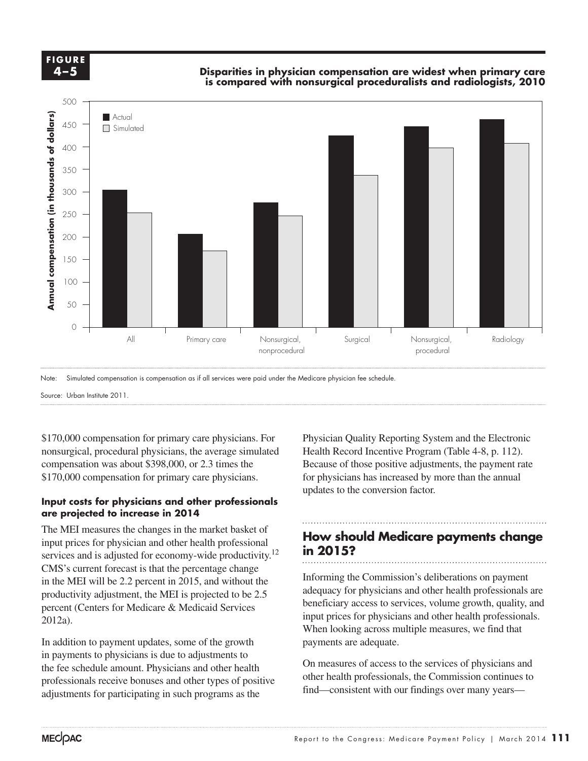**FIGURE 4–5**

**Disparities in physician compensation are widest when primary care is compared with nonsurgical proceduralists and radiologists, 2010**

Note: Simulated compensation is compensation as if all services were paid under the Medicare physician fee schedule.

Source: Urban Institute 2011.

$170,000 compensation for primary care physicians. For nonsurgical, procedural physicians, the average simulated compensation was about $398,000, or 2.3 times the $170,000 compensation for primary care physicians.

### Input costs for physicians and other professionals are projected to increase in 2014

The MEI measures the changes in the market basket of input prices for physician and other health professional services and is adjusted for economy-wide productivity.[12] CMS's current forecast is that the percentage change in the MEI will be 2.2 percent in 2015, and without the productivity adjustment, the MEI is projected to be 2.5 percent (Centers for Medicare & Medicaid Services 2012a).

In addition to payment updates, some of the growth in payments to physicians is due to adjustments to the fee schedule amount. Physicians and other health professionals receive bonuses and other types of positive adjustments for participating in such programs as the Physician Quality Reporting System and the Electronic Health Record Incentive Program (Table 4-8, p. 112). Because of those positive adjustments, the payment rate for physicians has increased by more than the annual updates to the conversion factor.

## How should Medicare payments change in 2015?

Informing the Commission's deliberations on payment adequacy for physicians and other health professionals are beneficiary access to services, volume growth, quality, and input prices for physicians and other health professionals. When looking across multiple measures, we find that payments are adequate.

On measures of access to the services of physicians and other health professionals, the Commission continues to find—consistent with our findings over many years—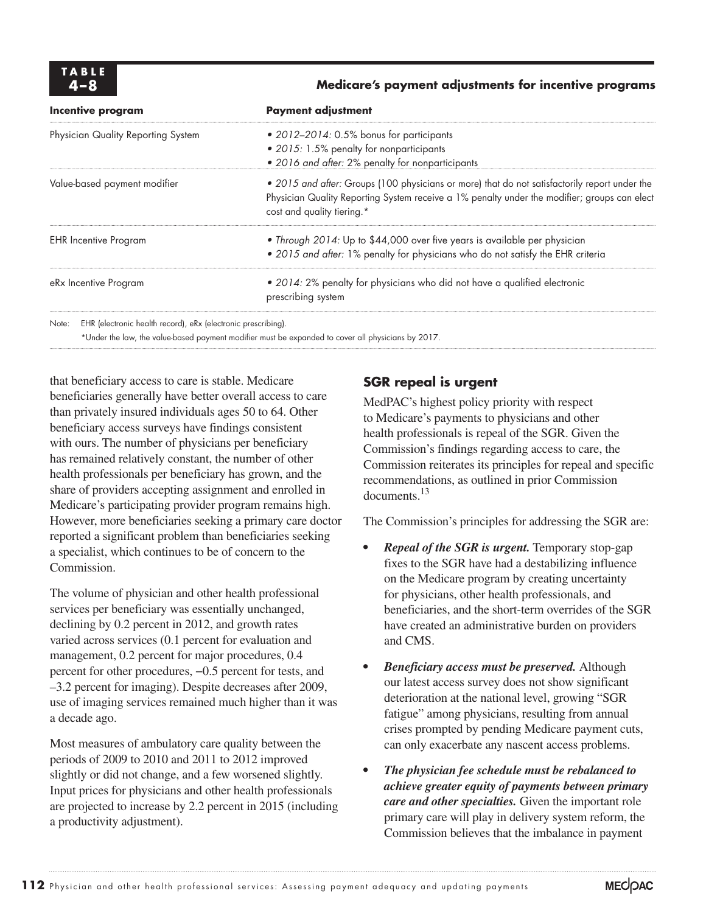**TABLE 4–8**

**Medicare's payment adjustments for incentive programs**

| Incentive program | Payment adjustment |
|---|---|
| Physician Quality Reporting System | • *2012–2014:* 0.5% bonus for participants<br>• *2015:* 1.5% penalty for nonparticipants<br>• *2016 and after:* 2% penalty for nonparticipants |
| Value-based payment modifier | • *2015 and after:* Groups (100 physicians or more) that do not satisfactorily report under the Physician Quality Reporting System receive a 1% penalty under the modifier; groups can elect cost and quality tiering.* |
| EHR Incentive Program | • *Through 2014:* Up to $44,000 over five years is available per physician<br>• *2015 and after:* 1% penalty for physicians who do not satisfy the EHR criteria |
| eRx Incentive Program | • *2014:* 2% penalty for physicians who did not have a qualified electronic prescribing system |

Note: EHR (electronic health record), eRx (electronic prescribing).
*Under the law, the value-based payment modifier must be expanded to cover all physicians by 2017.

that beneficiary access to care is stable. Medicare beneficiaries generally have better overall access to care than privately insured individuals ages 50 to 64. Other beneficiary access surveys have findings consistent with ours. The number of physicians per beneficiary has remained relatively constant, the number of other health professionals per beneficiary has grown, and the share of providers accepting assignment and enrolled in Medicare's participating provider program remains high. However, more beneficiaries seeking a primary care doctor reported a significant problem than beneficiaries seeking a specialist, which continues to be of concern to the Commission.

The volume of physician and other health professional services per beneficiary was essentially unchanged, declining by 0.2 percent in 2012, and growth rates varied across services (0.1 percent for evaluation and management, 0.2 percent for major procedures, 0.4 percent for other procedures, –0.5 percent for tests, and –3.2 percent for imaging). Despite decreases after 2009, use of imaging services remained much higher than it was a decade ago.

Most measures of ambulatory care quality between the periods of 2009 to 2010 and 2011 to 2012 improved slightly or did not change, and a few worsened slightly. Input prices for physicians and other health professionals are projected to increase by 2.2 percent in 2015 (including a productivity adjustment).

## SGR repeal is urgent

MedPAC's highest policy priority with respect to Medicare's payments to physicians and other health professionals is repeal of the SGR. Given the Commission's findings regarding access to care, the Commission reiterates its principles for repeal and specific recommendations, as outlined in prior Commission documents.[13]

The Commission's principles for addressing the SGR are:

- ***Repeal of the SGR is urgent.*** Temporary stop-gap fixes to the SGR have had a destabilizing influence on the Medicare program by creating uncertainty for physicians, other health professionals, and beneficiaries, and the short-term overrides of the SGR have created an administrative burden on providers and CMS.
- ***Beneficiary access must be preserved.*** Although our latest access survey does not show significant deterioration at the national level, growing "SGR fatigue" among physicians, resulting from annual crises prompted by pending Medicare payment cuts, can only exacerbate any nascent access problems.
- ***The physician fee schedule must be rebalanced to achieve greater equity of payments between primary care and other specialties.*** Given the important role primary care will play in delivery system reform, the Commission believes that the imbalance in payment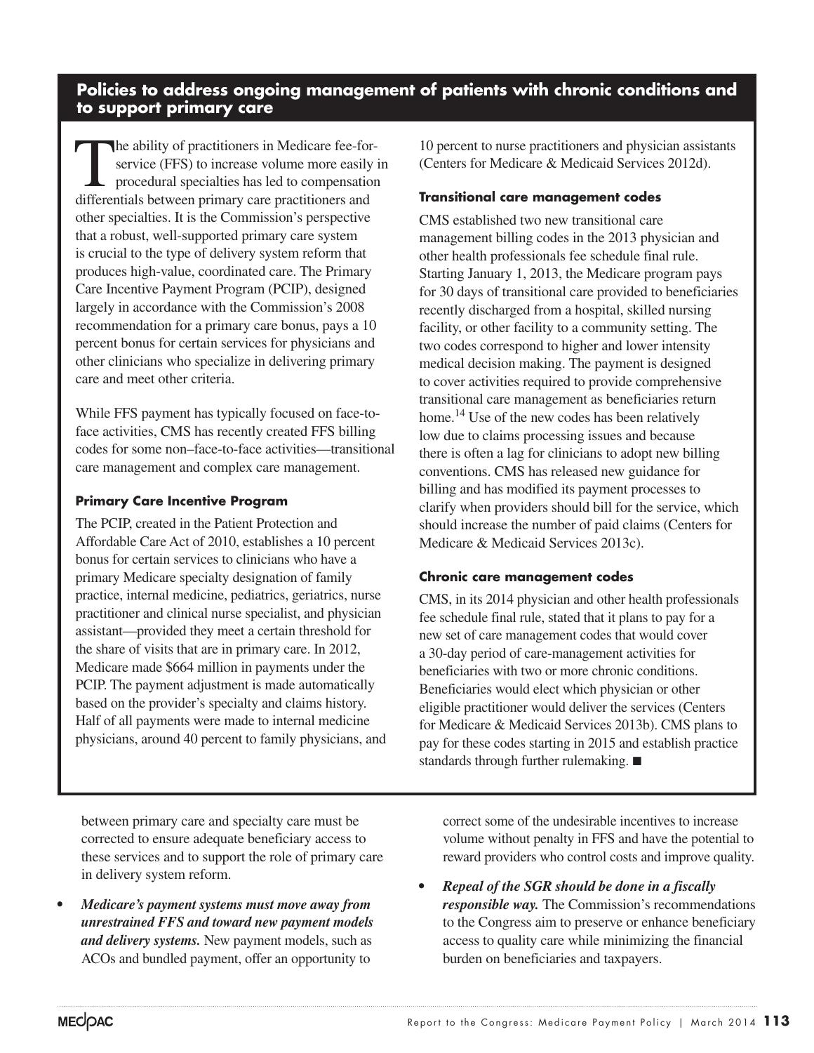## Policies to address ongoing management of patients with chronic conditions and to support primary care

The ability of practitioners in Medicare fee-for-service (FFS) to increase volume more easily in procedural specialties has led to compensation differentials between primary care practitioners and other specialties. It is the Commission's perspective that a robust, well-supported primary care system is crucial to the type of delivery system reform that produces high-value, coordinated care. The Primary Care Incentive Payment Program (PCIP), designed largely in accordance with the Commission's 2008 recommendation for a primary care bonus, pays a 10 percent bonus for certain services for physicians and other clinicians who specialize in delivering primary care and meet other criteria.

While FFS payment has typically focused on face-to-face activities, CMS has recently created FFS billing codes for some non–face-to-face activities—transitional care management and complex care management.

### Primary Care Incentive Program

The PCIP, created in the Patient Protection and Affordable Care Act of 2010, establishes a 10 percent bonus for certain services to clinicians who have a primary Medicare specialty designation of family practice, internal medicine, pediatrics, geriatrics, nurse practitioner and clinical nurse specialist, and physician assistant—provided they meet a certain threshold for the share of visits that are in primary care. In 2012, Medicare made $664 million in payments under the PCIP. The payment adjustment is made automatically based on the provider's specialty and claims history. Half of all payments were made to internal medicine physicians, around 40 percent to family physicians, and 10 percent to nurse practitioners and physician assistants (Centers for Medicare & Medicaid Services 2012d).

### Transitional care management codes

CMS established two new transitional care management billing codes in the 2013 physician and other health professionals fee schedule final rule. Starting January 1, 2013, the Medicare program pays for 30 days of transitional care provided to beneficiaries recently discharged from a hospital, skilled nursing facility, or other facility to a community setting. The two codes correspond to higher and lower intensity medical decision making. The payment is designed to cover activities required to provide comprehensive transitional care management as beneficiaries return home.[14] Use of the new codes has been relatively low due to claims processing issues and because there is often a lag for clinicians to adopt new billing conventions. CMS has released new guidance for billing and has modified its payment processes to clarify when providers should bill for the service, which should increase the number of paid claims (Centers for Medicare & Medicaid Services 2013c).

### Chronic care management codes

CMS, in its 2014 physician and other health professionals fee schedule final rule, stated that it plans to pay for a new set of care management codes that would cover a 30-day period of care-management activities for beneficiaries with two or more chronic conditions. Beneficiaries would elect which physician or other eligible practitioner would deliver the services (Centers for Medicare & Medicaid Services 2013b). CMS plans to pay for these codes starting in 2015 and establish practice standards through further rulemaking. ■

between primary care and specialty care must be corrected to ensure adequate beneficiary access to these services and to support the role of primary care in delivery system reform.

- ***Medicare's payment systems must move away from unrestrained FFS and toward new payment models and delivery systems.*** New payment models, such as ACOs and bundled payment, offer an opportunity to correct some of the undesirable incentives to increase volume without penalty in FFS and have the potential to reward providers who control costs and improve quality.
- ***Repeal of the SGR should be done in a fiscally responsible way.*** The Commission's recommendations to the Congress aim to preserve or enhance beneficiary access to quality care while minimizing the financial burden on beneficiaries and taxpayers.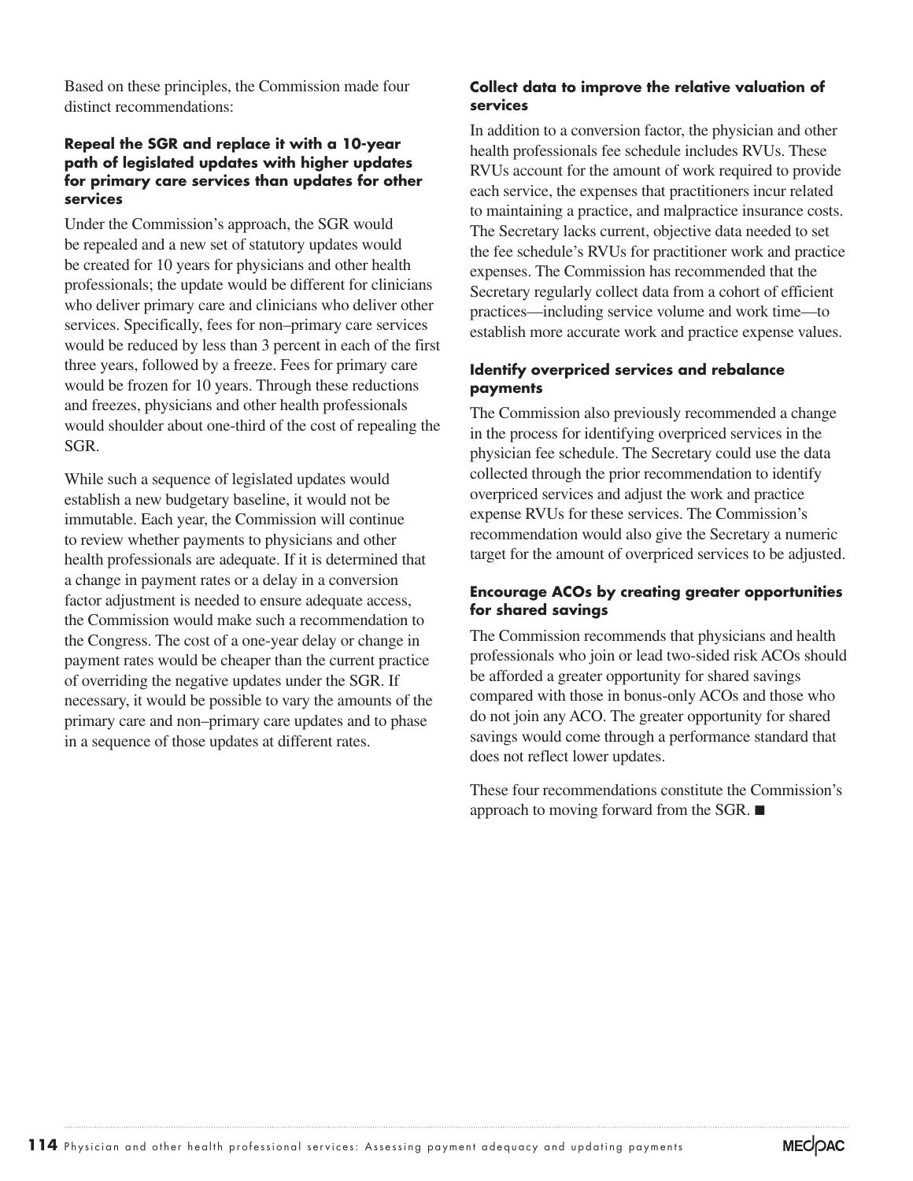Based on these principles, the Commission made four distinct recommendations:

#### Repeal the SGR and replace it with a 10-year path of legislated updates with higher updates for primary care services than updates for other services

Under the Commission's approach, the SGR would be repealed and a new set of statutory updates would be created for 10 years for physicians and other health professionals; the update would be different for clinicians who deliver primary care and clinicians who deliver other services. Specifically, fees for non–primary care services would be reduced by less than 3 percent in each of the first three years, followed by a freeze. Fees for primary care would be frozen for 10 years. Through these reductions and freezes, physicians and other health professionals would shoulder about one-third of the cost of repealing the SGR.

While such a sequence of legislated updates would establish a new budgetary baseline, it would not be immutable. Each year, the Commission will continue to review whether payments to physicians and other health professionals are adequate. If it is determined that a change in payment rates or a delay in a conversion factor adjustment is needed to ensure adequate access, the Commission would make such a recommendation to the Congress. The cost of a one-year delay or change in payment rates would be cheaper than the current practice of overriding the negative updates under the SGR. If necessary, it would be possible to vary the amounts of the primary care and non–primary care updates and to phase in a sequence of those updates at different rates.

#### Collect data to improve the relative valuation of services

In addition to a conversion factor, the physician and other health professionals fee schedule includes RVUs. These RVUs account for the amount of work required to provide each service, the expenses that practitioners incur related to maintaining a practice, and malpractice insurance costs. The Secretary lacks current, objective data needed to set the fee schedule's RVUs for practitioner work and practice expenses. The Commission has recommended that the Secretary regularly collect data from a cohort of efficient practices—including service volume and work time—to establish more accurate work and practice expense values.

#### Identify overpriced services and rebalance payments

The Commission also previously recommended a change in the process for identifying overpriced services in the physician fee schedule. The Secretary could use the data collected through the prior recommendation to identify overpriced services and adjust the work and practice expense RVUs for these services. The Commission's recommendation would also give the Secretary a numeric target for the amount of overpriced services to be adjusted.

#### Encourage ACOs by creating greater opportunities for shared savings

The Commission recommends that physicians and health professionals who join or lead two-sided risk ACOs should be afforded a greater opportunity for shared savings compared with those in bonus-only ACOs and those who do not join any ACO. The greater opportunity for shared savings would come through a performance standard that does not reflect lower updates.

These four recommendations constitute the Commission's approach to moving forward from the SGR. ■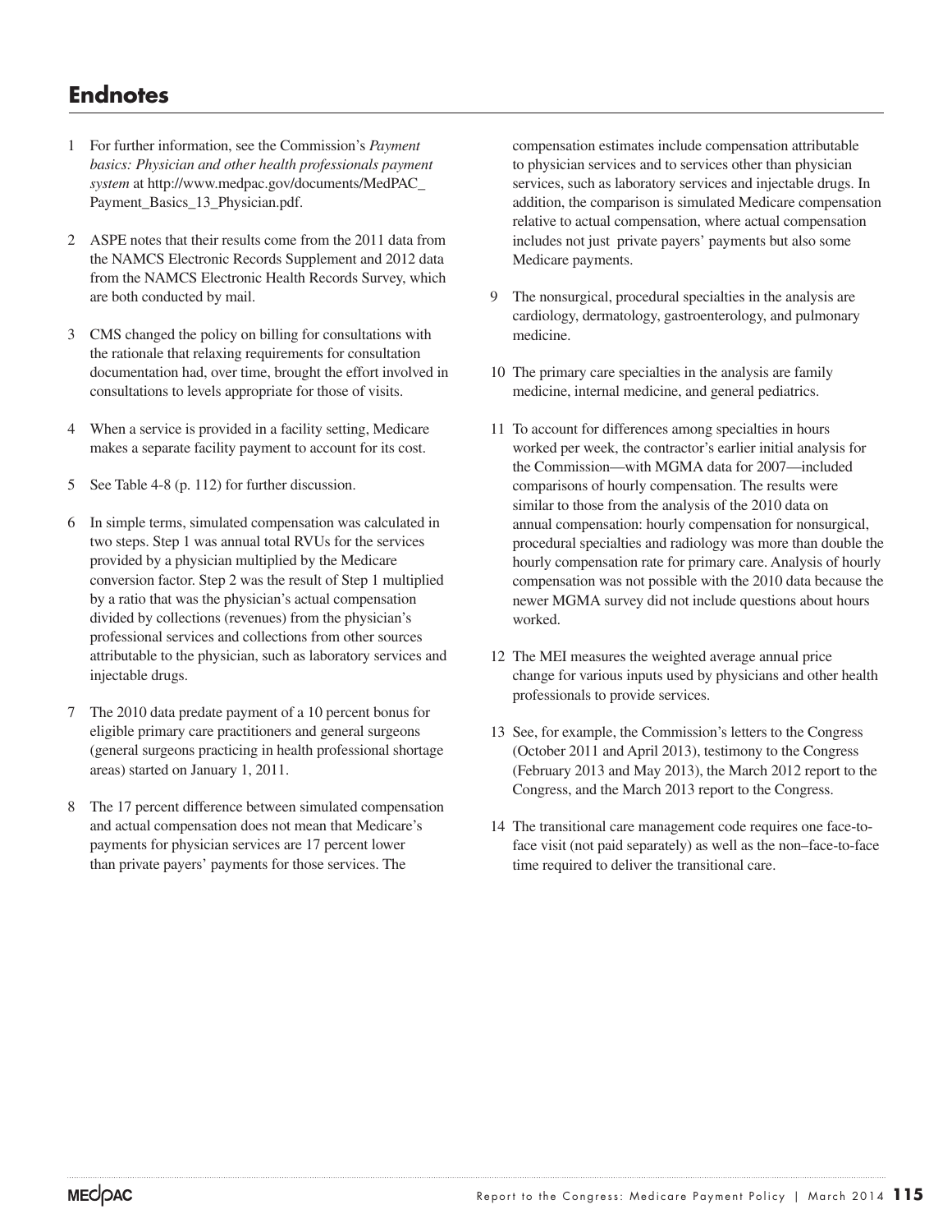# Endnotes

1 For further information, see the Commission's *Payment basics: Physician and other health professionals payment system* at http://www.medpac.gov/documents/MedPAC_Payment_Basics_13_Physician.pdf.

2 ASPE notes that their results come from the 2011 data from the NAMCS Electronic Records Supplement and 2012 data from the NAMCS Electronic Health Records Survey, which are both conducted by mail.

3 CMS changed the policy on billing for consultations with the rationale that relaxing requirements for consultation documentation had, over time, brought the effort involved in consultations to levels appropriate for those of visits.

4 When a service is provided in a facility setting, Medicare makes a separate facility payment to account for its cost.

5 See Table 4-8 (p. 112) for further discussion.

6 In simple terms, simulated compensation was calculated in two steps. Step 1 was annual total RVUs for the services provided by a physician multiplied by the Medicare conversion factor. Step 2 was the result of Step 1 multiplied by a ratio that was the physician's actual compensation divided by collections (revenues) from the physician's professional services and collections from other sources attributable to the physician, such as laboratory services and injectable drugs.

7 The 2010 data predate payment of a 10 percent bonus for eligible primary care practitioners and general surgeons (general surgeons practicing in health professional shortage areas) started on January 1, 2011.

8 The 17 percent difference between simulated compensation and actual compensation does not mean that Medicare's payments for physician services are 17 percent lower than private payers' payments for those services. The compensation estimates include compensation attributable to physician services and to services other than physician services, such as laboratory services and injectable drugs. In addition, the comparison is simulated Medicare compensation relative to actual compensation, where actual compensation includes not just private payers' payments but also some Medicare payments.

9 The nonsurgical, procedural specialties in the analysis are cardiology, dermatology, gastroenterology, and pulmonary medicine.

10 The primary care specialties in the analysis are family medicine, internal medicine, and general pediatrics.

11 To account for differences among specialties in hours worked per week, the contractor's earlier initial analysis for the Commission—with MGMA data for 2007—included comparisons of hourly compensation. The results were similar to those from the analysis of the 2010 data on annual compensation: hourly compensation for nonsurgical, procedural specialties and radiology was more than double the hourly compensation rate for primary care. Analysis of hourly compensation was not possible with the 2010 data because the newer MGMA survey did not include questions about hours worked.

12 The MEI measures the weighted average annual price change for various inputs used by physicians and other health professionals to provide services.

13 See, for example, the Commission's letters to the Congress (October 2011 and April 2013), testimony to the Congress (February 2013 and May 2013), the March 2012 report to the Congress, and the March 2013 report to the Congress.

14 The transitional care management code requires one face-to-face visit (not paid separately) as well as the non–face-to-face time required to deliver the transitional care.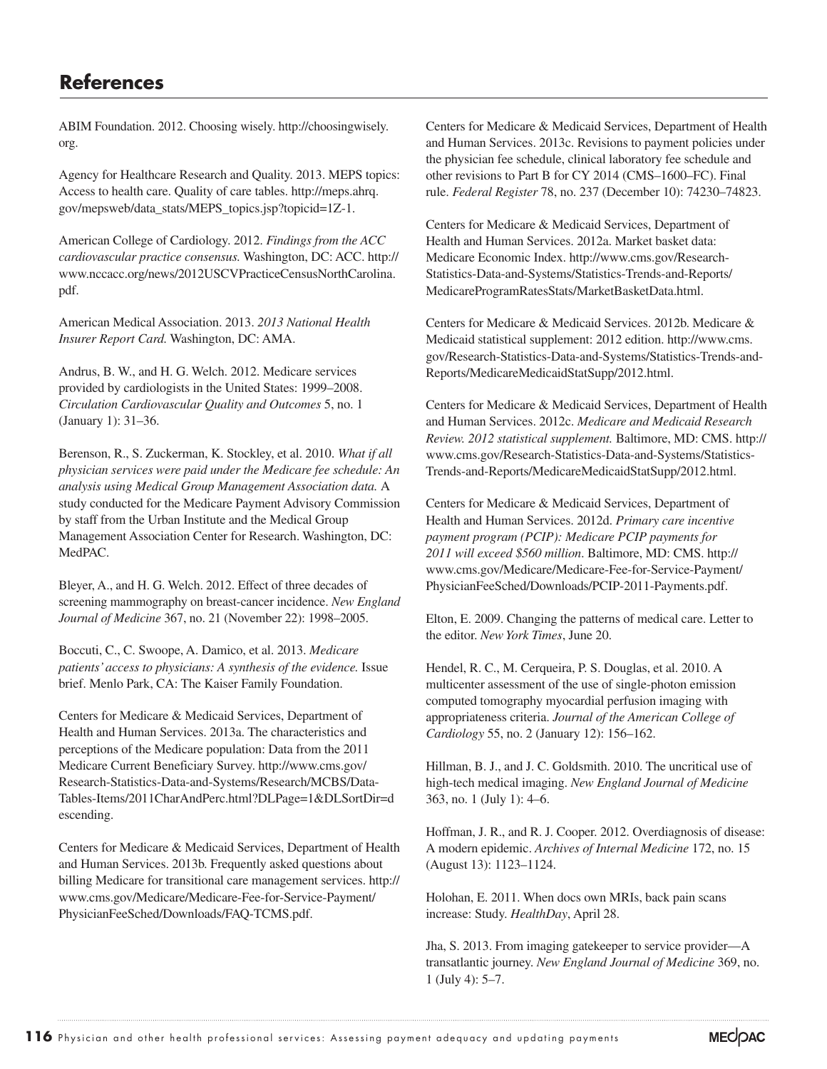# References

ABIM Foundation. 2012. Choosing wisely. http://choosingwisely.org.

Agency for Healthcare Research and Quality. 2013. MEPS topics: Access to health care. Quality of care tables. http://meps.ahrq.gov/mepsweb/data_stats/MEPS_topics.jsp?topicid=1Z-1.

American College of Cardiology. 2012. *Findings from the ACC cardiovascular practice consensus.* Washington, DC: ACC. http://www.nccacc.org/news/2012USCVPracticeCensusNorthCarolina.pdf.

American Medical Association. 2013. *2013 National Health Insurer Report Card.* Washington, DC: AMA.

Andrus, B. W., and H. G. Welch. 2012. Medicare services provided by cardiologists in the United States: 1999–2008. *Circulation Cardiovascular Quality and Outcomes* 5, no. 1 (January 1): 31–36.

Berenson, R., S. Zuckerman, K. Stockley, et al. 2010. *What if all physician services were paid under the Medicare fee schedule: An analysis using Medical Group Management Association data.* A study conducted for the Medicare Payment Advisory Commission by staff from the Urban Institute and the Medical Group Management Association Center for Research. Washington, DC: MedPAC.

Bleyer, A., and H. G. Welch. 2012. Effect of three decades of screening mammography on breast-cancer incidence. *New England Journal of Medicine* 367, no. 21 (November 22): 1998–2005.

Boccuti, C., C. Swoope, A. Damico, et al. 2013. *Medicare patients' access to physicians: A synthesis of the evidence.* Issue brief. Menlo Park, CA: The Kaiser Family Foundation.

Centers for Medicare & Medicaid Services, Department of Health and Human Services. 2013a. The characteristics and perceptions of the Medicare population: Data from the 2011 Medicare Current Beneficiary Survey. http://www.cms.gov/Research-Statistics-Data-and-Systems/Research/MCBS/Data-Tables-Items/2011CharAndPerc.html?DLPage=1&DLSortDir=descending.

Centers for Medicare & Medicaid Services, Department of Health and Human Services. 2013b. Frequently asked questions about billing Medicare for transitional care management services. http://www.cms.gov/Medicare/Medicare-Fee-for-Service-Payment/PhysicianFeeSched/Downloads/FAQ-TCMS.pdf.

Centers for Medicare & Medicaid Services, Department of Health and Human Services. 2013c. Revisions to payment policies under the physician fee schedule, clinical laboratory fee schedule and other revisions to Part B for CY 2014 (CMS–1600–FC). Final rule. *Federal Register* 78, no. 237 (December 10): 74230–74823.

Centers for Medicare & Medicaid Services, Department of Health and Human Services. 2012a. Market basket data: Medicare Economic Index. http://www.cms.gov/Research-Statistics-Data-and-Systems/Statistics-Trends-and-Reports/MedicareProgramRatesStats/MarketBasketData.html.

Centers for Medicare & Medicaid Services. 2012b. Medicare & Medicaid statistical supplement: 2012 edition. http://www.cms.gov/Research-Statistics-Data-and-Systems/Statistics-Trends-and-Reports/MedicareMedicaidStatSupp/2012.html.

Centers for Medicare & Medicaid Services, Department of Health and Human Services. 2012c. *Medicare and Medicaid Research Review. 2012 statistical supplement.* Baltimore, MD: CMS. http://www.cms.gov/Research-Statistics-Data-and-Systems/Statistics-Trends-and-Reports/MedicareMedicaidStatSupp/2012.html.

Centers for Medicare & Medicaid Services, Department of Health and Human Services. 2012d. *Primary care incentive payment program (PCIP): Medicare PCIP payments for 2011 will exceed $560 million.* Baltimore, MD: CMS. http://www.cms.gov/Medicare/Medicare-Fee-for-Service-Payment/PhysicianFeeSched/Downloads/PCIP-2011-Payments.pdf.

Elton, E. 2009. Changing the patterns of medical care. Letter to the editor. *New York Times*, June 20.

Hendel, R. C., M. Cerqueira, P. S. Douglas, et al. 2010. A multicenter assessment of the use of single-photon emission computed tomography myocardial perfusion imaging with appropriateness criteria. *Journal of the American College of Cardiology* 55, no. 2 (January 12): 156–162.

Hillman, B. J., and J. C. Goldsmith. 2010. The uncritical use of high-tech medical imaging. *New England Journal of Medicine* 363, no. 1 (July 1): 4–6.

Hoffman, J. R., and R. J. Cooper. 2012. Overdiagnosis of disease: A modern epidemic. *Archives of Internal Medicine* 172, no. 15 (August 13): 1123–1124.

Holohan, E. 2011. When docs own MRIs, back pain scans increase: Study. *HealthDay*, April 28.

Jha, S. 2013. From imaging gatekeeper to service provider—A transatlantic journey. *New England Journal of Medicine* 369, no. 1 (July 4): 5–7.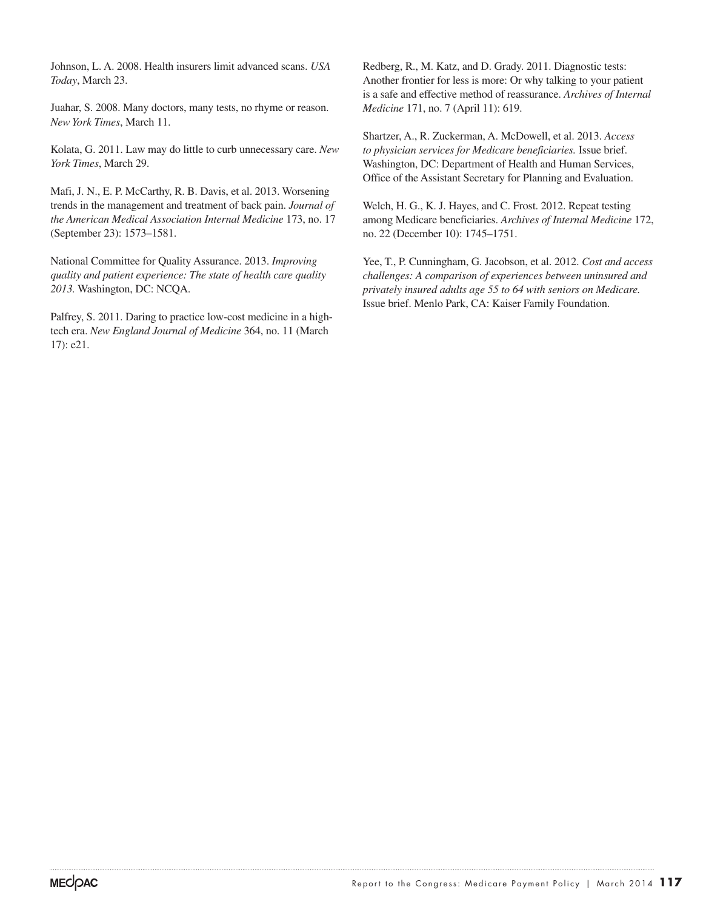Johnson, L. A. 2008. Health insurers limit advanced scans. *USA Today*, March 23.

Juahar, S. 2008. Many doctors, many tests, no rhyme or reason. *New York Times*, March 11.

Kolata, G. 2011. Law may do little to curb unnecessary care. *New York Times*, March 29.

Mafi, J. N., E. P. McCarthy, R. B. Davis, et al. 2013. Worsening trends in the management and treatment of back pain. *Journal of the American Medical Association Internal Medicine* 173, no. 17 (September 23): 1573–1581.

National Committee for Quality Assurance. 2013. *Improving quality and patient experience: The state of health care quality 2013.* Washington, DC: NCQA.

Palfrey, S. 2011. Daring to practice low-cost medicine in a high-tech era. *New England Journal of Medicine* 364, no. 11 (March 17): e21.

Redberg, R., M. Katz, and D. Grady. 2011. Diagnostic tests: Another frontier for less is more: Or why talking to your patient is a safe and effective method of reassurance. *Archives of Internal Medicine* 171, no. 7 (April 11): 619.

Shartzer, A., R. Zuckerman, A. McDowell, et al. 2013. *Access to physician services for Medicare beneficiaries.* Issue brief. Washington, DC: Department of Health and Human Services, Office of the Assistant Secretary for Planning and Evaluation.

Welch, H. G., K. J. Hayes, and C. Frost. 2012. Repeat testing among Medicare beneficiaries. *Archives of Internal Medicine* 172, no. 22 (December 10): 1745–1751.

Yee, T., P. Cunningham, G. Jacobson, et al. 2012. *Cost and access challenges: A comparison of experiences between uninsured and privately insured adults age 55 to 64 with seniors on Medicare.* Issue brief. Menlo Park, CA: Kaiser Family Foundation.